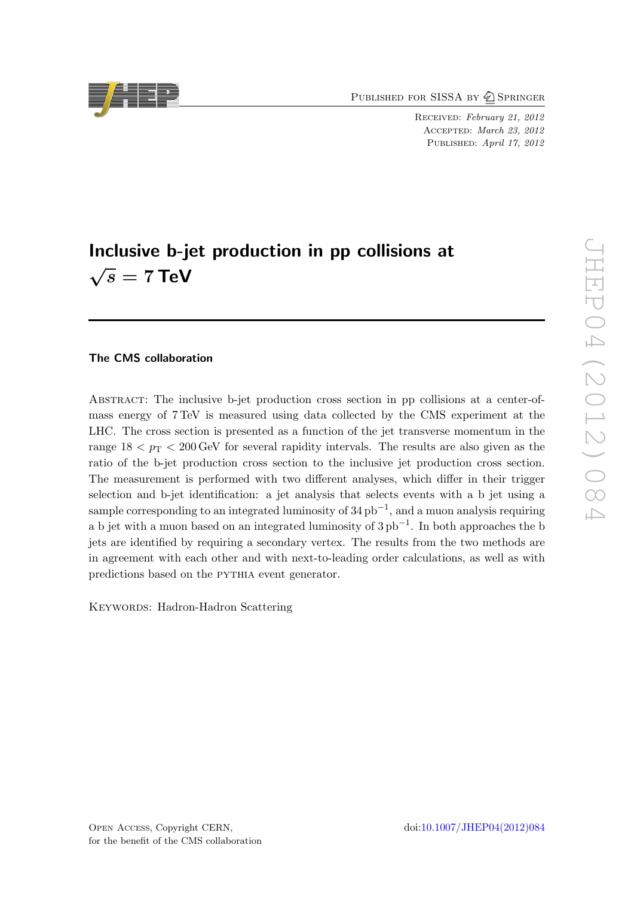Published for SISSA by Springer

Received: *February 21, 2012*
Accepted: *March 23, 2012*
Published: *April 17, 2012*

# Inclusive b-jet production in pp collisions at $\sqrt{s} = 7$ TeV

**The CMS collaboration**

Abstract: The inclusive b-jet production cross section in pp collisions at a center-of-mass energy of 7 TeV is measured using data collected by the CMS experiment at the LHC. The cross section is presented as a function of the jet transverse momentum in the range $18 < p_{\mathrm{T}} < 200$ GeV for several rapidity intervals. The results are also given as the ratio of the b-jet production cross section to the inclusive jet production cross section. The measurement is performed with two different analyses, which differ in their trigger selection and b-jet identification: a jet analysis that selects events with a b jet using a sample corresponding to an integrated luminosity of $34\,\mathrm{pb}^{-1}$, and a muon analysis requiring a b jet with a muon based on an integrated luminosity of $3\,\mathrm{pb}^{-1}$. In both approaches the b jets are identified by requiring a secondary vertex. The results from the two methods are in agreement with each other and with next-to-leading order calculations, as well as with predictions based on the PYTHIA event generator.

Keywords: Hadron-Hadron Scattering

Open Access, Copyright CERN,
for the benefit of the CMS collaboration

doi:10.1007/JHEP04(2012)084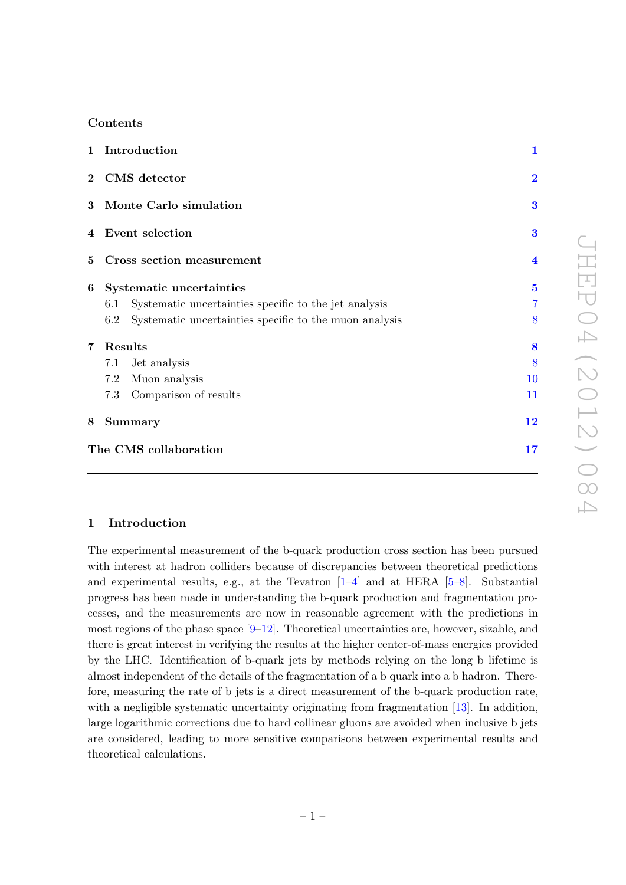## Contents

| | | |
|---|---|---|
| **1** | **Introduction** | **1** |
| **2** | **CMS detector** | **2** |
| **3** | **Monte Carlo simulation** | **3** |
| **4** | **Event selection** | **3** |
| **5** | **Cross section measurement** | **4** |
| **6** | **Systematic uncertainties** | **5** |
| | 6.1 Systematic uncertainties specific to the jet analysis | 7 |
| | 6.2 Systematic uncertainties specific to the muon analysis | 8 |
| **7** | **Results** | **8** |
| | 7.1 Jet analysis | 8 |
| | 7.2 Muon analysis | 10 |
| | 7.3 Comparison of results | 11 |
| **8** | **Summary** | **12** |
| | **The CMS collaboration** | **17** |

## 1 Introduction

The experimental measurement of the b-quark production cross section has been pursued with interest at hadron colliders because of discrepancies between theoretical predictions and experimental results, e.g., at the Tevatron [1–4] and at HERA [5–8]. Substantial progress has been made in understanding the b-quark production and fragmentation processes, and the measurements are now in reasonable agreement with the predictions in most regions of the phase space [9–12]. Theoretical uncertainties are, however, sizable, and there is great interest in verifying the results at the higher center-of-mass energies provided by the LHC. Identification of b-quark jets by methods relying on the long b lifetime is almost independent of the details of the fragmentation of a b quark into a b hadron. Therefore, measuring the rate of b jets is a direct measurement of the b-quark production rate, with a negligible systematic uncertainty originating from fragmentation [13]. In addition, large logarithmic corrections due to hard collinear gluons are avoided when inclusive b jets are considered, leading to more sensitive comparisons between experimental results and theoretical calculations.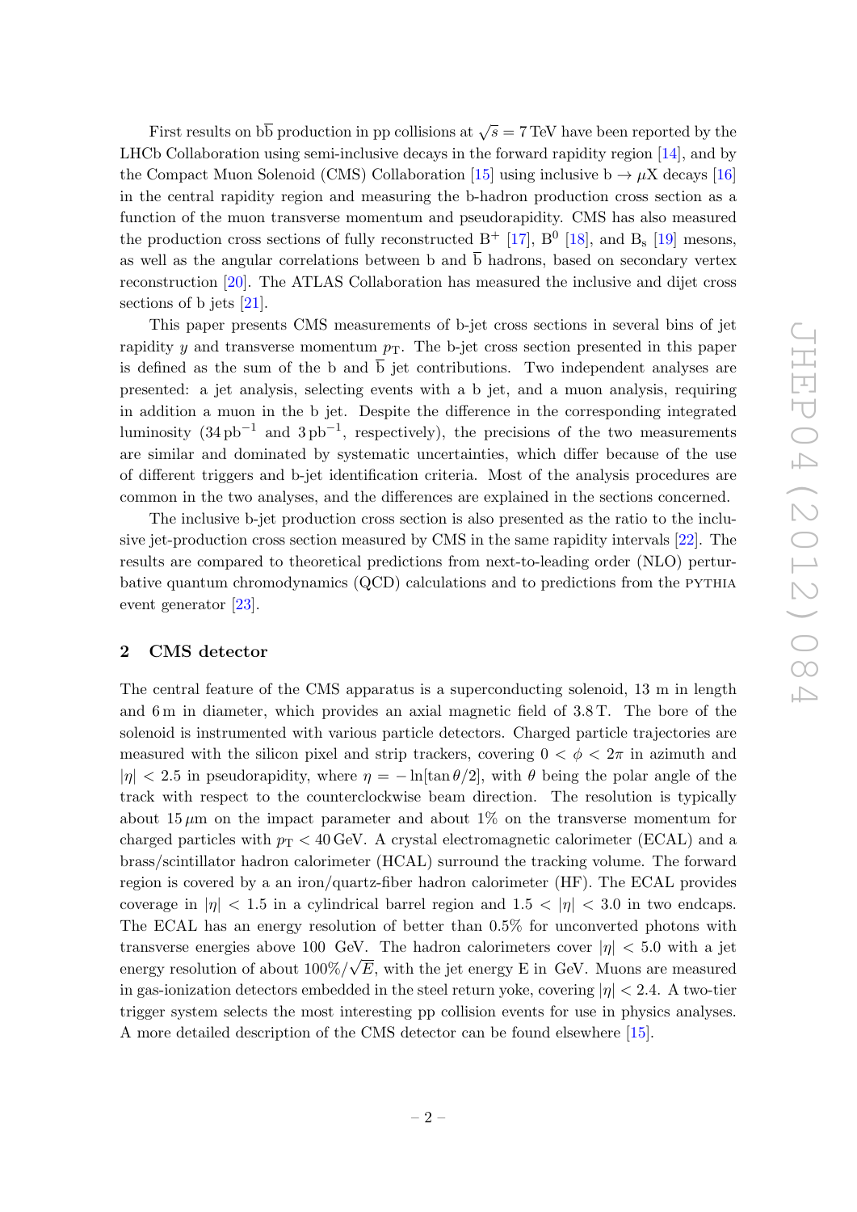First results on $b\overline{b}$ production in pp collisions at $\sqrt{s} = 7\,\text{TeV}$ have been reported by the LHCb Collaboration using semi-inclusive decays in the forward rapidity region [14], and by the Compact Muon Solenoid (CMS) Collaboration [15] using inclusive $b \to \mu X$ decays [16] in the central rapidity region and measuring the b-hadron production cross section as a function of the muon transverse momentum and pseudorapidity. CMS has also measured the production cross sections of fully reconstructed $B^+$ [17], $B^0$ [18], and $B_s$ [19] mesons, as well as the angular correlations between b and $\overline{b}$ hadrons, based on secondary vertex reconstruction [20]. The ATLAS Collaboration has measured the inclusive and dijet cross sections of b jets [21].

This paper presents CMS measurements of b-jet cross sections in several bins of jet rapidity $y$ and transverse momentum $p_T$. The b-jet cross section presented in this paper is defined as the sum of the b and $\overline{b}$ jet contributions. Two independent analyses are presented: a jet analysis, selecting events with a b jet, and a muon analysis, requiring in addition a muon in the b jet. Despite the difference in the corresponding integrated luminosity ($34\,\text{pb}^{-1}$ and $3\,\text{pb}^{-1}$, respectively), the precisions of the two measurements are similar and dominated by systematic uncertainties, which differ because of the use of different triggers and b-jet identification criteria. Most of the analysis procedures are common in the two analyses, and the differences are explained in the sections concerned.

The inclusive b-jet production cross section is also presented as the ratio to the inclusive jet-production cross section measured by CMS in the same rapidity intervals [22]. The results are compared to theoretical predictions from next-to-leading order (NLO) perturbative quantum chromodynamics (QCD) calculations and to predictions from the PYTHIA event generator [23].

## 2 CMS detector

The central feature of the CMS apparatus is a superconducting solenoid, 13 m in length and 6 m in diameter, which provides an axial magnetic field of 3.8 T. The bore of the solenoid is instrumented with various particle detectors. Charged particle trajectories are measured with the silicon pixel and strip trackers, covering $0 < \phi < 2\pi$ in azimuth and $|\eta| < 2.5$ in pseudorapidity, where $\eta = -\ln[\tan\theta/2]$, with $\theta$ being the polar angle of the track with respect to the counterclockwise beam direction. The resolution is typically about $15\,\mu\text{m}$ on the impact parameter and about 1% on the transverse momentum for charged particles with $p_T < 40\,\text{GeV}$. A crystal electromagnetic calorimeter (ECAL) and a brass/scintillator hadron calorimeter (HCAL) surround the tracking volume. The forward region is covered by a an iron/quartz-fiber hadron calorimeter (HF). The ECAL provides coverage in $|\eta| < 1.5$ in a cylindrical barrel region and $1.5 < |\eta| < 3.0$ in two endcaps. The ECAL has an energy resolution of better than 0.5% for unconverted photons with transverse energies above 100 GeV. The hadron calorimeters cover $|\eta| < 5.0$ with a jet energy resolution of about $100\%/\sqrt{E}$, with the jet energy E in GeV. Muons are measured in gas-ionization detectors embedded in the steel return yoke, covering $|\eta| < 2.4$. A two-tier trigger system selects the most interesting pp collision events for use in physics analyses. A more detailed description of the CMS detector can be found elsewhere [15].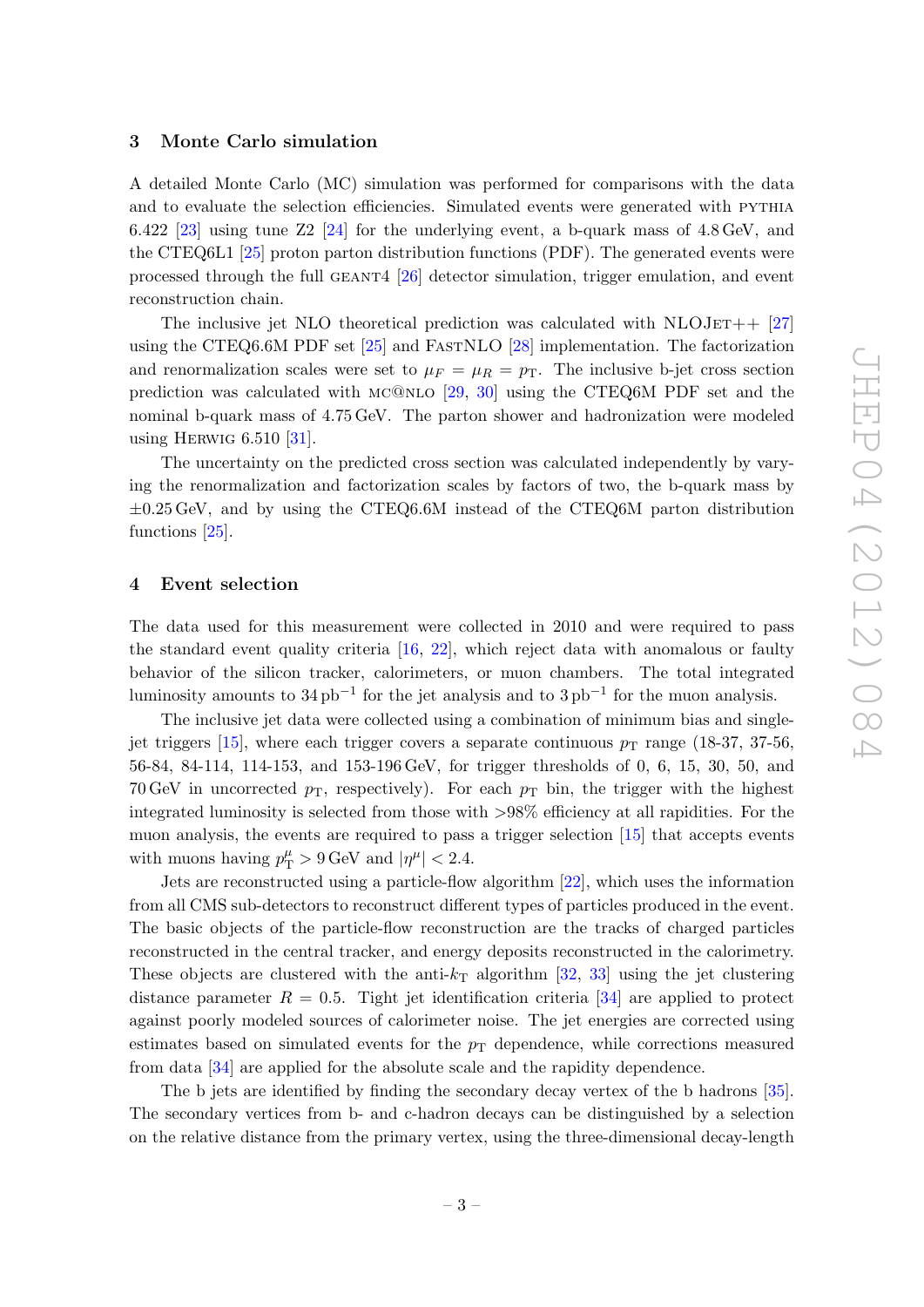## 3 Monte Carlo simulation

A detailed Monte Carlo (MC) simulation was performed for comparisons with the data and to evaluate the selection efficiencies. Simulated events were generated with PYTHIA 6.422 [23] using tune Z2 [24] for the underlying event, a b-quark mass of 4.8 GeV, and the CTEQ6L1 [25] proton parton distribution functions (PDF). The generated events were processed through the full GEANT4 [26] detector simulation, trigger emulation, and event reconstruction chain.

The inclusive jet NLO theoretical prediction was calculated with NLOJET++ [27] using the CTEQ6.6M PDF set [25] and FASTNLO [28] implementation. The factorization and renormalization scales were set to $\mu_F = \mu_R = p_{\mathrm{T}}$. The inclusive b-jet cross section prediction was calculated with MC@NLO [29, 30] using the CTEQ6M PDF set and the nominal b-quark mass of 4.75 GeV. The parton shower and hadronization were modeled using HERWIG 6.510 [31].

The uncertainty on the predicted cross section was calculated independently by varying the renormalization and factorization scales by factors of two, the b-quark mass by $\pm 0.25$ GeV, and by using the CTEQ6.6M instead of the CTEQ6M parton distribution functions [25].

## 4 Event selection

The data used for this measurement were collected in 2010 and were required to pass the standard event quality criteria [16, 22], which reject data with anomalous or faulty behavior of the silicon tracker, calorimeters, or muon chambers. The total integrated luminosity amounts to 34 $\mathrm{pb}^{-1}$ for the jet analysis and to 3 $\mathrm{pb}^{-1}$ for the muon analysis.

The inclusive jet data were collected using a combination of minimum bias and single-jet triggers [15], where each trigger covers a separate continuous $p_{\mathrm{T}}$ range (18-37, 37-56, 56-84, 84-114, 114-153, and 153-196 GeV, for trigger thresholds of 0, 6, 15, 30, 50, and 70 GeV in uncorrected $p_{\mathrm{T}}$, respectively). For each $p_{\mathrm{T}}$ bin, the trigger with the highest integrated luminosity is selected from those with >98% efficiency at all rapidities. For the muon analysis, the events are required to pass a trigger selection [15] that accepts events with muons having $p_{\mathrm{T}}^{\mu} > 9$ GeV and $|\eta^{\mu}| < 2.4$.

Jets are reconstructed using a particle-flow algorithm [22], which uses the information from all CMS sub-detectors to reconstruct different types of particles produced in the event. The basic objects of the particle-flow reconstruction are the tracks of charged particles reconstructed in the central tracker, and energy deposits reconstructed in the calorimetry. These objects are clustered with the anti-$k_{\mathrm{T}}$ algorithm [32, 33] using the jet clustering distance parameter $R = 0.5$. Tight jet identification criteria [34] are applied to protect against poorly modeled sources of calorimeter noise. The jet energies are corrected using estimates based on simulated events for the $p_{\mathrm{T}}$ dependence, while corrections measured from data [34] are applied for the absolute scale and the rapidity dependence.

The b jets are identified by finding the secondary decay vertex of the b hadrons [35]. The secondary vertices from b- and c-hadron decays can be distinguished by a selection on the relative distance from the primary vertex, using the three-dimensional decay-length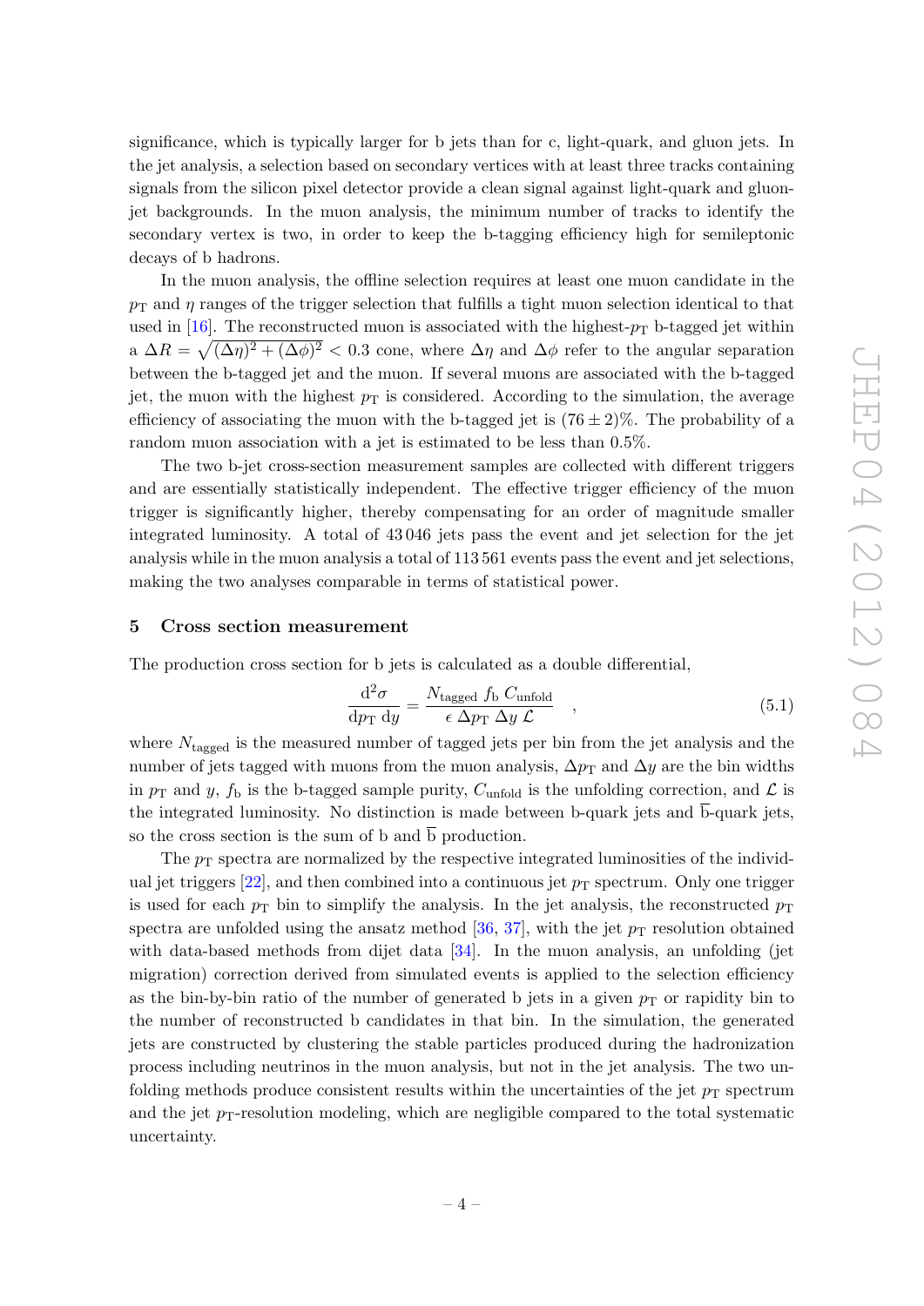significance, which is typically larger for b jets than for c, light-quark, and gluon jets. In the jet analysis, a selection based on secondary vertices with at least three tracks containing signals from the silicon pixel detector provide a clean signal against light-quark and gluon-jet backgrounds. In the muon analysis, the minimum number of tracks to identify the secondary vertex is two, in order to keep the b-tagging efficiency high for semileptonic decays of b hadrons.

In the muon analysis, the offline selection requires at least one muon candidate in the $p_{\mathrm{T}}$ and $\eta$ ranges of the trigger selection that fulfills a tight muon selection identical to that used in [16]. The reconstructed muon is associated with the highest-$p_{\mathrm{T}}$ b-tagged jet within a $\Delta R = \sqrt{(\Delta\eta)^2 + (\Delta\phi)^2} < 0.3$ cone, where $\Delta\eta$ and $\Delta\phi$ refer to the angular separation between the b-tagged jet and the muon. If several muons are associated with the b-tagged jet, the muon with the highest $p_{\mathrm{T}}$ is considered. According to the simulation, the average efficiency of associating the muon with the b-tagged jet is $(76 \pm 2)\%$. The probability of a random muon association with a jet is estimated to be less than 0.5%.

The two b-jet cross-section measurement samples are collected with different triggers and are essentially statistically independent. The effective trigger efficiency of the muon trigger is significantly higher, thereby compensating for an order of magnitude smaller integrated luminosity. A total of 43 046 jets pass the event and jet selection for the jet analysis while in the muon analysis a total of 113 561 events pass the event and jet selections, making the two analyses comparable in terms of statistical power.

## 5 Cross section measurement

The production cross section for b jets is calculated as a double differential,

$$\frac{\mathrm{d}^2\sigma}{\mathrm{d}p_{\mathrm{T}}\,\mathrm{d}y} = \frac{N_{\mathrm{tagged}}\, f_{\mathrm{b}}\, C_{\mathrm{unfold}}}{\epsilon\, \Delta p_{\mathrm{T}}\, \Delta y\, \mathcal{L}} \quad , \tag{5.1}$$

where $N_{\mathrm{tagged}}$ is the measured number of tagged jets per bin from the jet analysis and the number of jets tagged with muons from the muon analysis, $\Delta p_{\mathrm{T}}$ and $\Delta y$ are the bin widths in $p_{\mathrm{T}}$ and $y$, $f_{\mathrm{b}}$ is the b-tagged sample purity, $C_{\mathrm{unfold}}$ is the unfolding correction, and $\mathcal{L}$ is the integrated luminosity. No distinction is made between b-quark jets and $\overline{\mathrm{b}}$-quark jets, so the cross section is the sum of b and $\overline{\mathrm{b}}$ production.

The $p_{\mathrm{T}}$ spectra are normalized by the respective integrated luminosities of the individual jet triggers [22], and then combined into a continuous jet $p_{\mathrm{T}}$ spectrum. Only one trigger is used for each $p_{\mathrm{T}}$ bin to simplify the analysis. In the jet analysis, the reconstructed $p_{\mathrm{T}}$ spectra are unfolded using the ansatz method [36, 37], with the jet $p_{\mathrm{T}}$ resolution obtained with data-based methods from dijet data [34]. In the muon analysis, an unfolding (jet migration) correction derived from simulated events is applied to the selection efficiency as the bin-by-bin ratio of the number of generated b jets in a given $p_{\mathrm{T}}$ or rapidity bin to the number of reconstructed b candidates in that bin. In the simulation, the generated jets are constructed by clustering the stable particles produced during the hadronization process including neutrinos in the muon analysis, but not in the jet analysis. The two unfolding methods produce consistent results within the uncertainties of the jet $p_{\mathrm{T}}$ spectrum and the jet $p_{\mathrm{T}}$-resolution modeling, which are negligible compared to the total systematic uncertainty.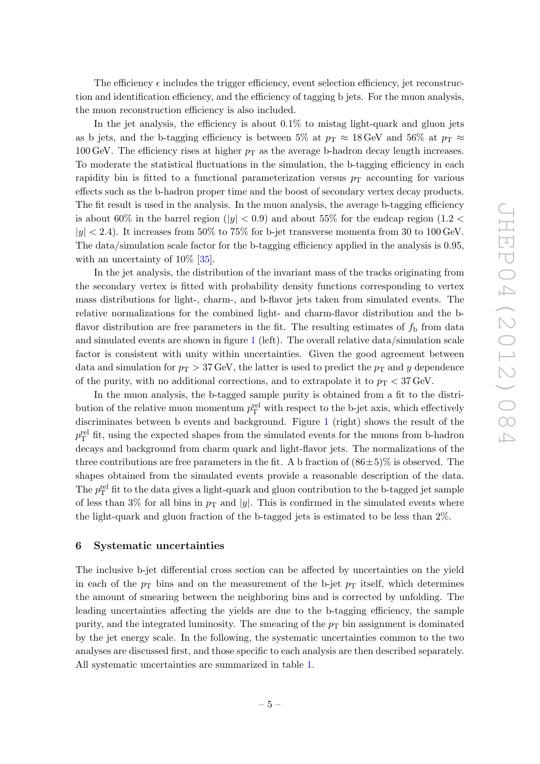The efficiency $\epsilon$ includes the trigger efficiency, event selection efficiency, jet reconstruction and identification efficiency, and the efficiency of tagging b jets. For the muon analysis, the muon reconstruction efficiency is also included.

In the jet analysis, the efficiency is about 0.1% to mistag light-quark and gluon jets as b jets, and the b-tagging efficiency is between 5% at $p_T \approx 18$ GeV and 56% at $p_T \approx 100$ GeV. The efficiency rises at higher $p_T$ as the average b-hadron decay length increases. To moderate the statistical fluctuations in the simulation, the b-tagging efficiency in each rapidity bin is fitted to a functional parameterization versus $p_T$ accounting for various effects such as the b-hadron proper time and the boost of secondary vertex decay products. The fit result is used in the analysis. In the muon analysis, the average b-tagging efficiency is about 60% in the barrel region ($|y| < 0.9$) and about 55% for the endcap region ($1.2 < |y| < 2.4$). It increases from 50% to 75% for b-jet transverse momenta from 30 to 100 GeV. The data/simulation scale factor for the b-tagging efficiency applied in the analysis is 0.95, with an uncertainty of 10% [35].

In the jet analysis, the distribution of the invariant mass of the tracks originating from the secondary vertex is fitted with probability density functions corresponding to vertex mass distributions for light-, charm-, and b-flavor jets taken from simulated events. The relative normalizations for the combined light- and charm-flavor distribution and the b-flavor distribution are free parameters in the fit. The resulting estimates of $f_b$ from data and simulated events are shown in figure 1 (left). The overall relative data/simulation scale factor is consistent with unity within uncertainties. Given the good agreement between data and simulation for $p_T > 37$ GeV, the latter is used to predict the $p_T$ and $y$ dependence of the purity, with no additional corrections, and to extrapolate it to $p_T < 37$ GeV.

In the muon analysis, the b-tagged sample purity is obtained from a fit to the distribution of the relative muon momentum $p_T^{\text{rel}}$ with respect to the b-jet axis, which effectively discriminates between b events and background. Figure 1 (right) shows the result of the $p_T^{\text{rel}}$ fit, using the expected shapes from the simulated events for the muons from b-hadron decays and background from charm quark and light-flavor jets. The normalizations of the three contributions are free parameters in the fit. A b fraction of $(86\pm5)\%$ is observed. The shapes obtained from the simulated events provide a reasonable description of the data. The $p_T^{\text{rel}}$ fit to the data gives a light-quark and gluon contribution to the b-tagged jet sample of less than 3% for all bins in $p_T$ and $|y|$. This is confirmed in the simulated events where the light-quark and gluon fraction of the b-tagged jets is estimated to be less than 2%.

## 6 Systematic uncertainties

The inclusive b-jet differential cross section can be affected by uncertainties on the yield in each of the $p_T$ bins and on the measurement of the b-jet $p_T$ itself, which determines the amount of smearing between the neighboring bins and is corrected by unfolding. The leading uncertainties affecting the yields are due to the b-tagging efficiency, the sample purity, and the integrated luminosity. The smearing of the $p_T$ bin assignment is dominated by the jet energy scale. In the following, the systematic uncertainties common to the two analyses are discussed first, and those specific to each analysis are then described separately. All systematic uncertainties are summarized in table 1.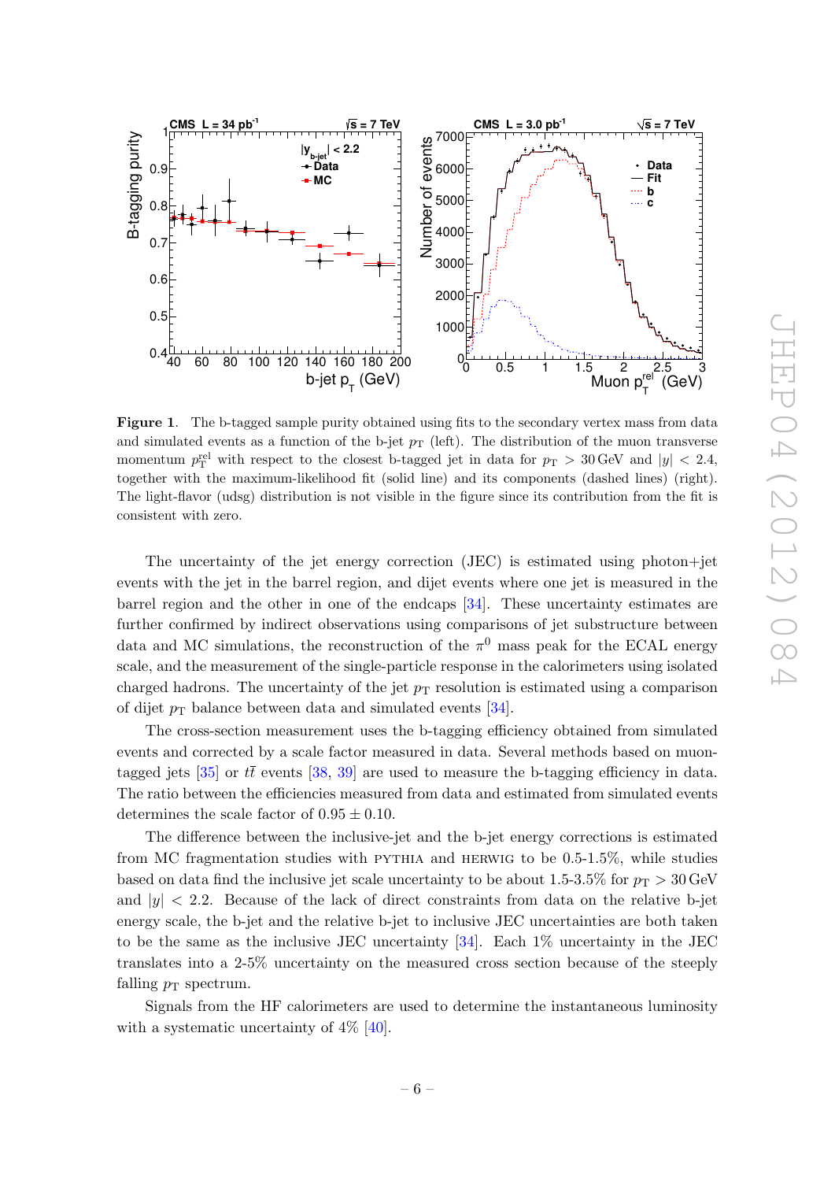**Figure 1**. The b-tagged sample purity obtained using fits to the secondary vertex mass from data and simulated events as a function of the b-jet $p_T$ (left). The distribution of the muon transverse momentum $p_T^{\mathrm{rel}}$ with respect to the closest b-tagged jet in data for $p_T > 30\,\mathrm{GeV}$ and $|y| < 2.4$, together with the maximum-likelihood fit (solid line) and its components (dashed lines) (right). The light-flavor (udsg) distribution is not visible in the figure since its contribution from the fit is consistent with zero.

The uncertainty of the jet energy correction (JEC) is estimated using photon+jet events with the jet in the barrel region, and dijet events where one jet is measured in the barrel region and the other in one of the endcaps [34]. These uncertainty estimates are further confirmed by indirect observations using comparisons of jet substructure between data and MC simulations, the reconstruction of the $\pi^0$ mass peak for the ECAL energy scale, and the measurement of the single-particle response in the calorimeters using isolated charged hadrons. The uncertainty of the jet $p_T$ resolution is estimated using a comparison of dijet $p_T$ balance between data and simulated events [34].

The cross-section measurement uses the b-tagging efficiency obtained from simulated events and corrected by a scale factor measured in data. Several methods based on muon-tagged jets [35] or $t\bar{t}$ events [38, 39] are used to measure the b-tagging efficiency in data. The ratio between the efficiencies measured from data and estimated from simulated events determines the scale factor of $0.95 \pm 0.10$.

The difference between the inclusive-jet and the b-jet energy corrections is estimated from MC fragmentation studies with PYTHIA and HERWIG to be 0.5-1.5%, while studies based on data find the inclusive jet scale uncertainty to be about 1.5-3.5% for $p_T > 30\,\mathrm{GeV}$ and $|y| < 2.2$. Because of the lack of direct constraints from data on the relative b-jet energy scale, the b-jet and the relative b-jet to inclusive JEC uncertainties are both taken to be the same as the inclusive JEC uncertainty [34]. Each 1% uncertainty in the JEC translates into a 2-5% uncertainty on the measured cross section because of the steeply falling $p_T$ spectrum.

Signals from the HF calorimeters are used to determine the instantaneous luminosity with a systematic uncertainty of 4% [40].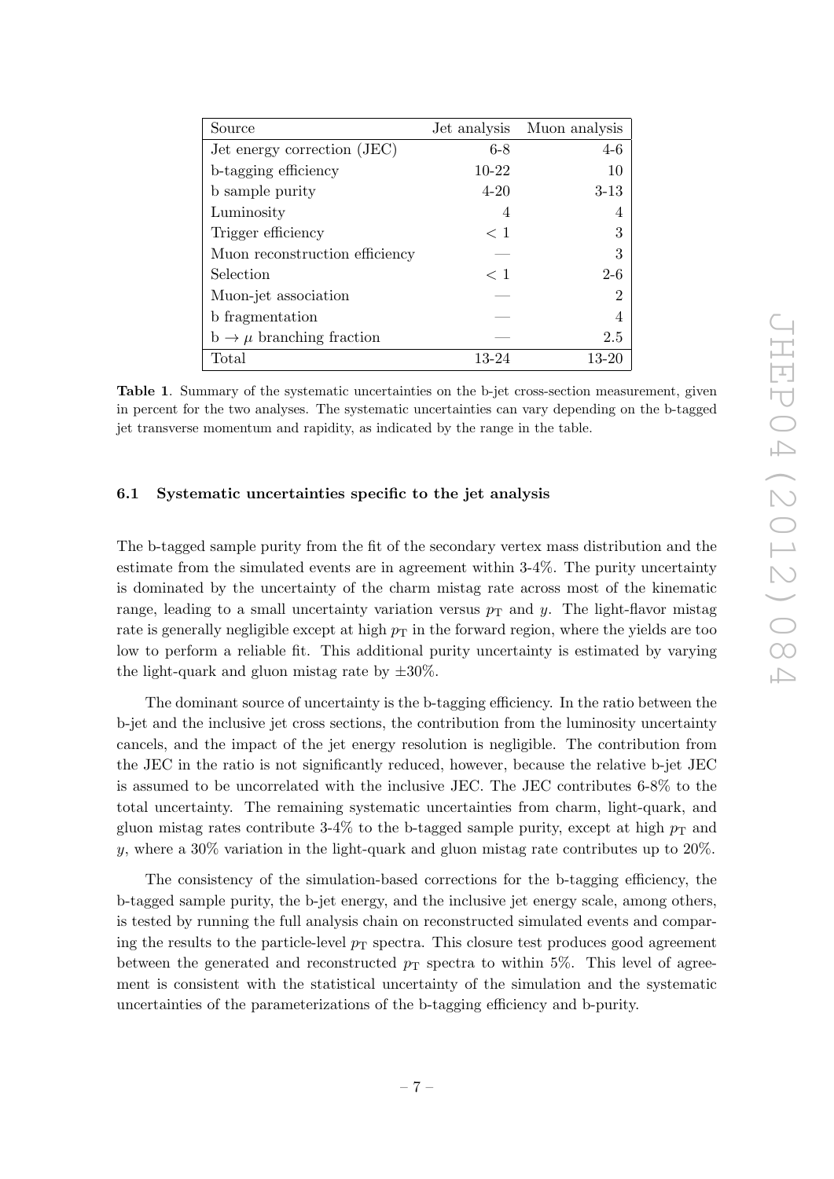| Source | Jet analysis | Muon analysis |
|---|---|---|
| Jet energy correction (JEC) | 6-8 | 4-6 |
| b-tagging efficiency | 10-22 | 10 |
| b sample purity | 4-20 | 3-13 |
| Luminosity | 4 | 4 |
| Trigger efficiency | $< 1$ | 3 |
| Muon reconstruction efficiency | — | 3 |
| Selection | $< 1$ | 2-6 |
| Muon-jet association | — | 2 |
| b fragmentation | — | 4 |
| $\mathrm{b} \to \mu$ branching fraction | — | 2.5 |
| Total | 13-24 | 13-20 |

**Table 1**. Summary of the systematic uncertainties on the b-jet cross-section measurement, given in percent for the two analyses. The systematic uncertainties can vary depending on the b-tagged jet transverse momentum and rapidity, as indicated by the range in the table.

### 6.1 Systematic uncertainties specific to the jet analysis

The b-tagged sample purity from the fit of the secondary vertex mass distribution and the estimate from the simulated events are in agreement within 3-4%. The purity uncertainty is dominated by the uncertainty of the charm mistag rate across most of the kinematic range, leading to a small uncertainty variation versus $p_{\mathrm{T}}$ and $y$. The light-flavor mistag rate is generally negligible except at high $p_{\mathrm{T}}$ in the forward region, where the yields are too low to perform a reliable fit. This additional purity uncertainty is estimated by varying the light-quark and gluon mistag rate by $\pm 30\%$.

The dominant source of uncertainty is the b-tagging efficiency. In the ratio between the b-jet and the inclusive jet cross sections, the contribution from the luminosity uncertainty cancels, and the impact of the jet energy resolution is negligible. The contribution from the JEC in the ratio is not significantly reduced, however, because the relative b-jet JEC is assumed to be uncorrelated with the inclusive JEC. The JEC contributes 6-8% to the total uncertainty. The remaining systematic uncertainties from charm, light-quark, and gluon mistag rates contribute 3-4% to the b-tagged sample purity, except at high $p_{\mathrm{T}}$ and $y$, where a 30% variation in the light-quark and gluon mistag rate contributes up to 20%.

The consistency of the simulation-based corrections for the b-tagging efficiency, the b-tagged sample purity, the b-jet energy, and the inclusive jet energy scale, among others, is tested by running the full analysis chain on reconstructed simulated events and comparing the results to the particle-level $p_{\mathrm{T}}$ spectra. This closure test produces good agreement between the generated and reconstructed $p_{\mathrm{T}}$ spectra to within 5%. This level of agreement is consistent with the statistical uncertainty of the simulation and the systematic uncertainties of the parameterizations of the b-tagging efficiency and b-purity.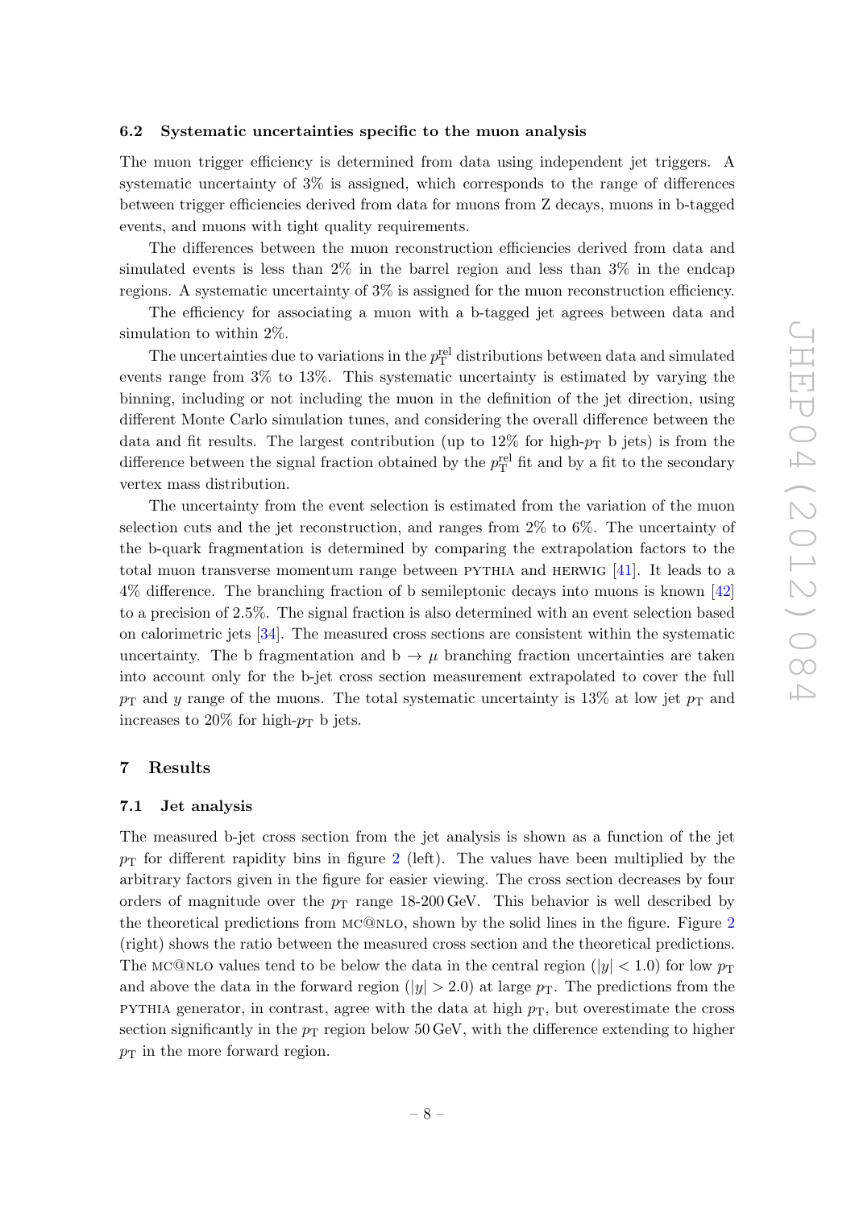### 6.2 Systematic uncertainties specific to the muon analysis

The muon trigger efficiency is determined from data using independent jet triggers. A systematic uncertainty of 3% is assigned, which corresponds to the range of differences between trigger efficiencies derived from data for muons from Z decays, muons in b-tagged events, and muons with tight quality requirements.

The differences between the muon reconstruction efficiencies derived from data and simulated events is less than 2% in the barrel region and less than 3% in the endcap regions. A systematic uncertainty of 3% is assigned for the muon reconstruction efficiency.

The efficiency for associating a muon with a b-tagged jet agrees between data and simulation to within 2%.

The uncertainties due to variations in the $p_{\mathrm{T}}^{\mathrm{rel}}$ distributions between data and simulated events range from 3% to 13%. This systematic uncertainty is estimated by varying the binning, including or not including the muon in the definition of the jet direction, using different Monte Carlo simulation tunes, and considering the overall difference between the data and fit results. The largest contribution (up to 12% for high-$p_{\mathrm{T}}$ b jets) is from the difference between the signal fraction obtained by the $p_{\mathrm{T}}^{\mathrm{rel}}$ fit and by a fit to the secondary vertex mass distribution.

The uncertainty from the event selection is estimated from the variation of the muon selection cuts and the jet reconstruction, and ranges from 2% to 6%. The uncertainty of the b-quark fragmentation is determined by comparing the extrapolation factors to the total muon transverse momentum range between PYTHIA and HERWIG [41]. It leads to a 4% difference. The branching fraction of b semileptonic decays into muons is known [42] to a precision of 2.5%. The signal fraction is also determined with an event selection based on calorimetric jets [34]. The measured cross sections are consistent within the systematic uncertainty. The b fragmentation and $\mathrm{b} \to \mu$ branching fraction uncertainties are taken into account only for the b-jet cross section measurement extrapolated to cover the full $p_{\mathrm{T}}$ and $y$ range of the muons. The total systematic uncertainty is 13% at low jet $p_{\mathrm{T}}$ and increases to 20% for high-$p_{\mathrm{T}}$ b jets.

## 7 Results

### 7.1 Jet analysis

The measured b-jet cross section from the jet analysis is shown as a function of the jet $p_{\mathrm{T}}$ for different rapidity bins in figure 2 (left). The values have been multiplied by the arbitrary factors given in the figure for easier viewing. The cross section decreases by four orders of magnitude over the $p_{\mathrm{T}}$ range 18-200 GeV. This behavior is well described by the theoretical predictions from MC@NLO, shown by the solid lines in the figure. Figure 2 (right) shows the ratio between the measured cross section and the theoretical predictions. The MC@NLO values tend to be below the data in the central region ($|y| < 1.0$) for low $p_{\mathrm{T}}$ and above the data in the forward region ($|y| > 2.0$) at large $p_{\mathrm{T}}$. The predictions from the PYTHIA generator, in contrast, agree with the data at high $p_{\mathrm{T}}$, but overestimate the cross section significantly in the $p_{\mathrm{T}}$ region below 50 GeV, with the difference extending to higher $p_{\mathrm{T}}$ in the more forward region.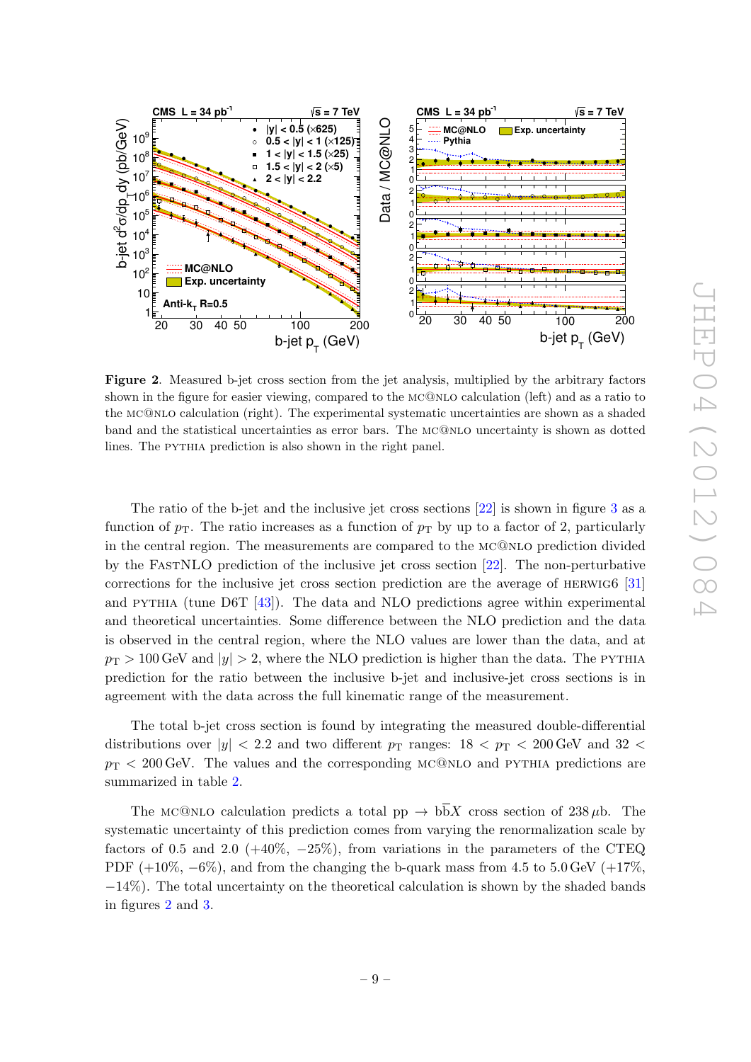**Figure 2**. Measured b-jet cross section from the jet analysis, multiplied by the arbitrary factors shown in the figure for easier viewing, compared to the MC@NLO calculation (left) and as a ratio to the MC@NLO calculation (right). The experimental systematic uncertainties are shown as a shaded band and the statistical uncertainties as error bars. The MC@NLO uncertainty is shown as dotted lines. The PYTHIA prediction is also shown in the right panel.

The ratio of the b-jet and the inclusive jet cross sections [22] is shown in figure 3 as a function of $p_T$. The ratio increases as a function of $p_T$ by up to a factor of 2, particularly in the central region. The measurements are compared to the MC@NLO prediction divided by the FASTNLO prediction of the inclusive jet cross section [22]. The non-perturbative corrections for the inclusive jet cross section prediction are the average of HERWIG6 [31] and PYTHIA (tune D6T [43]). The data and NLO predictions agree within experimental and theoretical uncertainties. Some difference between the NLO prediction and the data is observed in the central region, where the NLO values are lower than the data, and at $p_T > 100$ GeV and $|y| > 2$, where the NLO prediction is higher than the data. The PYTHIA prediction for the ratio between the inclusive b-jet and inclusive-jet cross sections is in agreement with the data across the full kinematic range of the measurement.

The total b-jet cross section is found by integrating the measured double-differential distributions over $|y| < 2.2$ and two different $p_T$ ranges: $18 < p_T < 200$ GeV and $32 < p_T < 200$ GeV. The values and the corresponding MC@NLO and PYTHIA predictions are summarized in table 2.

The MC@NLO calculation predicts a total pp $\to \mathrm{b\bar{b}}X$ cross section of 238 $\mu$b. The systematic uncertainty of this prediction comes from varying the renormalization scale by factors of 0.5 and 2.0 (+40%, −25%), from variations in the parameters of the CTEQ PDF (+10%, −6%), and from the changing the b-quark mass from 4.5 to 5.0 GeV (+17%, −14%). The total uncertainty on the theoretical calculation is shown by the shaded bands in figures 2 and 3.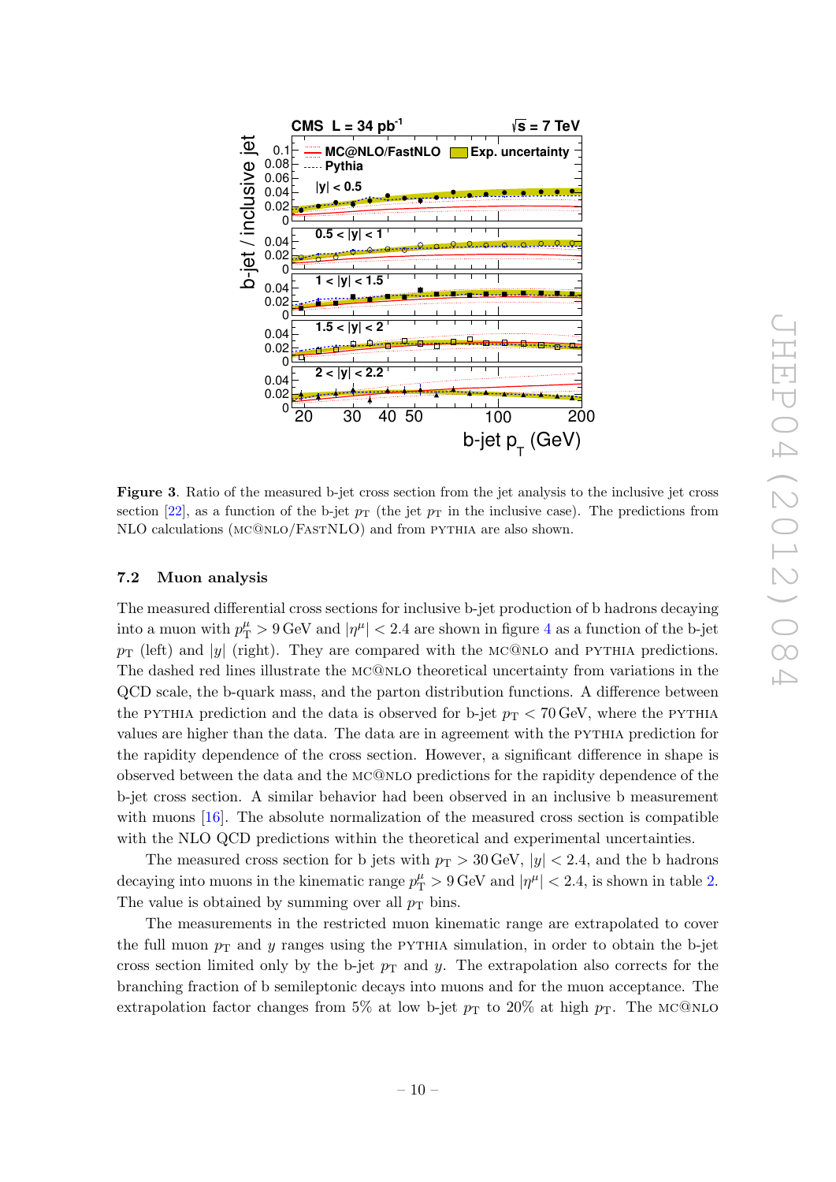**Figure 3**. Ratio of the measured b-jet cross section from the jet analysis to the inclusive jet cross section [22], as a function of the b-jet $p_T$ (the jet $p_T$ in the inclusive case). The predictions from NLO calculations (MC@NLO/FastNLO) and from PYTHIA are also shown.

### 7.2 Muon analysis

The measured differential cross sections for inclusive b-jet production of b hadrons decaying into a muon with $p_T^\mu > 9\,\mathrm{GeV}$ and $|\eta^\mu| < 2.4$ are shown in figure 4 as a function of the b-jet $p_T$ (left) and $|y|$ (right). They are compared with the MC@NLO and PYTHIA predictions. The dashed red lines illustrate the MC@NLO theoretical uncertainty from variations in the QCD scale, the b-quark mass, and the parton distribution functions. A difference between the PYTHIA prediction and the data is observed for b-jet $p_T < 70\,\mathrm{GeV}$, where the PYTHIA values are higher than the data. The data are in agreement with the PYTHIA prediction for the rapidity dependence of the cross section. However, a significant difference in shape is observed between the data and the MC@NLO predictions for the rapidity dependence of the b-jet cross section. A similar behavior had been observed in an inclusive b measurement with muons [16]. The absolute normalization of the measured cross section is compatible with the NLO QCD predictions within the theoretical and experimental uncertainties.

The measured cross section for b jets with $p_T > 30\,\mathrm{GeV}$, $|y| < 2.4$, and the b hadrons decaying into muons in the kinematic range $p_T^\mu > 9\,\mathrm{GeV}$ and $|\eta^\mu| < 2.4$, is shown in table 2. The value is obtained by summing over all $p_T$ bins.

The measurements in the restricted muon kinematic range are extrapolated to cover the full muon $p_T$ and $y$ ranges using the PYTHIA simulation, in order to obtain the b-jet cross section limited only by the b-jet $p_T$ and $y$. The extrapolation also corrects for the branching fraction of b semileptonic decays into muons and for the muon acceptance. The extrapolation factor changes from 5% at low b-jet $p_T$ to 20% at high $p_T$. The MC@NLO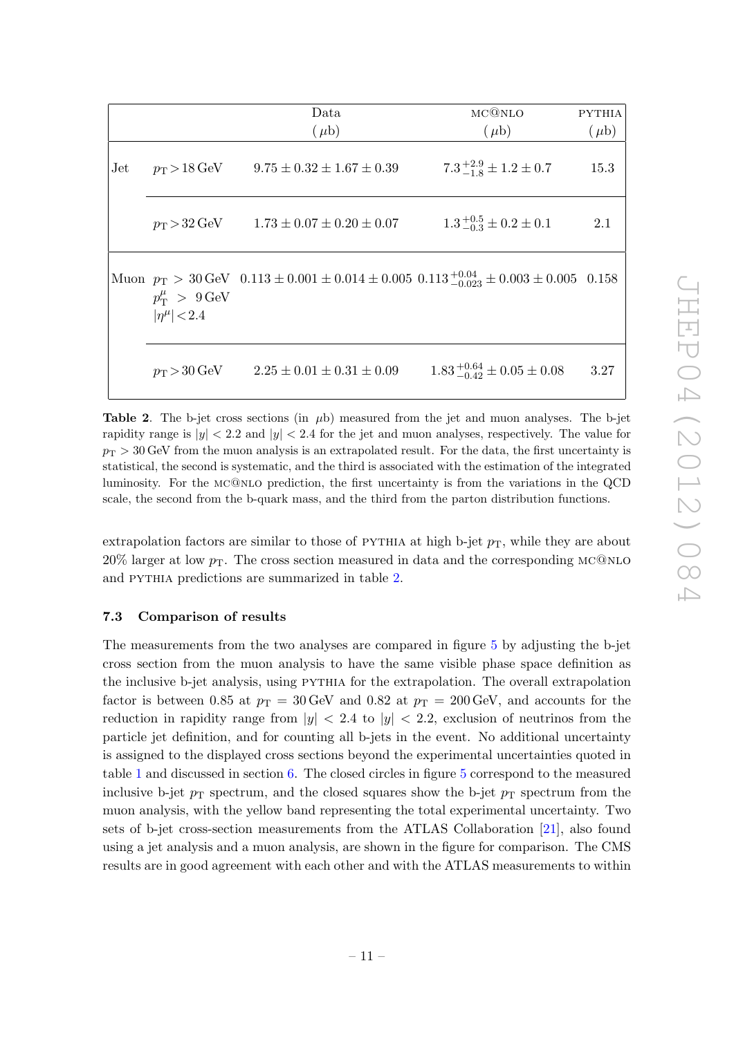| | | Data ($\mu$b) | MC@NLO ($\mu$b) | PYTHIA ($\mu$b) |
|---|---|---|---|---|
| Jet | $p_T > 18\,\text{GeV}$ | $9.75 \pm 0.32 \pm 1.67 \pm 0.39$ | $7.3\,^{+2.9}_{-1.8} \pm 1.2 \pm 0.7$ | 15.3 |
| | $p_T > 32\,\text{GeV}$ | $1.73 \pm 0.07 \pm 0.20 \pm 0.07$ | $1.3\,^{+0.5}_{-0.3} \pm 0.2 \pm 0.1$ | 2.1 |
| Muon | $p_T > 30\,\text{GeV}$, $p_T^{\mu} > 9\,\text{GeV}$, $\lvert\eta^{\mu}\rvert < 2.4$ | $0.113 \pm 0.001 \pm 0.014 \pm 0.005$ | $0.113\,^{+0.04}_{-0.023} \pm 0.003 \pm 0.005$ | 0.158 |
| | $p_T > 30\,\text{GeV}$ | $2.25 \pm 0.01 \pm 0.31 \pm 0.09$ | $1.83\,^{+0.64}_{-0.42} \pm 0.05 \pm 0.08$ | 3.27 |

**Table 2**. The b-jet cross sections (in $\mu$b) measured from the jet and muon analyses. The b-jet rapidity range is $|y| < 2.2$ and $|y| < 2.4$ for the jet and muon analyses, respectively. The value for $p_T > 30\,\text{GeV}$ from the muon analysis is an extrapolated result. For the data, the first uncertainty is statistical, the second is systematic, and the third is associated with the estimation of the integrated luminosity. For the MC@NLO prediction, the first uncertainty is from the variations in the QCD scale, the second from the b-quark mass, and the third from the parton distribution functions.

extrapolation factors are similar to those of PYTHIA at high b-jet $p_T$, while they are about 20% larger at low $p_T$. The cross section measured in data and the corresponding MC@NLO and PYTHIA predictions are summarized in table 2.

### 7.3 Comparison of results

The measurements from the two analyses are compared in figure 5 by adjusting the b-jet cross section from the muon analysis to have the same visible phase space definition as the inclusive b-jet analysis, using PYTHIA for the extrapolation. The overall extrapolation factor is between 0.85 at $p_T = 30\,\text{GeV}$ and 0.82 at $p_T = 200\,\text{GeV}$, and accounts for the reduction in rapidity range from $|y| < 2.4$ to $|y| < 2.2$, exclusion of neutrinos from the particle jet definition, and for counting all b-jets in the event. No additional uncertainty is assigned to the displayed cross sections beyond the experimental uncertainties quoted in table 1 and discussed in section 6. The closed circles in figure 5 correspond to the measured inclusive b-jet $p_T$ spectrum, and the closed squares show the b-jet $p_T$ spectrum from the muon analysis, with the yellow band representing the total experimental uncertainty. Two sets of b-jet cross-section measurements from the ATLAS Collaboration [21], also found using a jet analysis and a muon analysis, are shown in the figure for comparison. The CMS results are in good agreement with each other and with the ATLAS measurements to within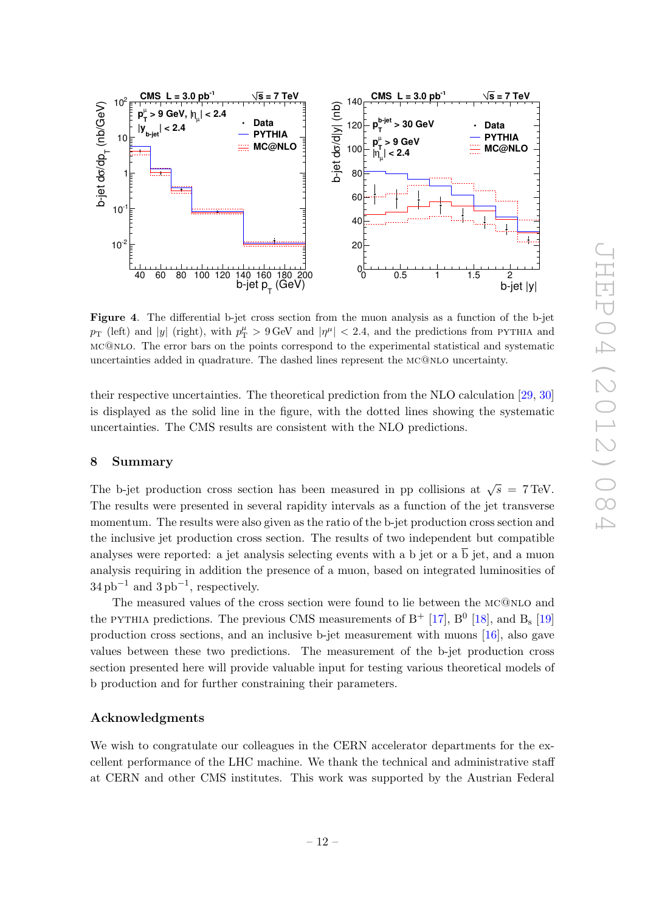**Figure 4**. The differential b-jet cross section from the muon analysis as a function of the b-jet $p_{\mathrm{T}}$ (left) and $|y|$ (right), with $p_{\mathrm{T}}^{\mu} > 9\,\mathrm{GeV}$ and $|\eta^{\mu}| < 2.4$, and the predictions from PYTHIA and MC@NLO. The error bars on the points correspond to the experimental statistical and systematic uncertainties added in quadrature. The dashed lines represent the MC@NLO uncertainty.

their respective uncertainties. The theoretical prediction from the NLO calculation [29, 30] is displayed as the solid line in the figure, with the dotted lines showing the systematic uncertainties. The CMS results are consistent with the NLO predictions.

## 8 Summary

The b-jet production cross section has been measured in pp collisions at $\sqrt{s} = 7\,\mathrm{TeV}$. The results were presented in several rapidity intervals as a function of the jet transverse momentum. The results were also given as the ratio of the b-jet production cross section and the inclusive jet production cross section. The results of two independent but compatible analyses were reported: a jet analysis selecting events with a b jet or a $\overline{\mathrm{b}}$ jet, and a muon analysis requiring in addition the presence of a muon, based on integrated luminosities of $34\,\mathrm{pb}^{-1}$ and $3\,\mathrm{pb}^{-1}$, respectively.

The measured values of the cross section were found to lie between the MC@NLO and the PYTHIA predictions. The previous CMS measurements of $\mathrm{B}^{+}$ [17], $\mathrm{B}^{0}$ [18], and $\mathrm{B_s}$ [19] production cross sections, and an inclusive b-jet measurement with muons [16], also gave values between these two predictions. The measurement of the b-jet production cross section presented here will provide valuable input for testing various theoretical models of b production and for further constraining their parameters.

## Acknowledgments

We wish to congratulate our colleagues in the CERN accelerator departments for the excellent performance of the LHC machine. We thank the technical and administrative staff at CERN and other CMS institutes. This work was supported by the Austrian Federal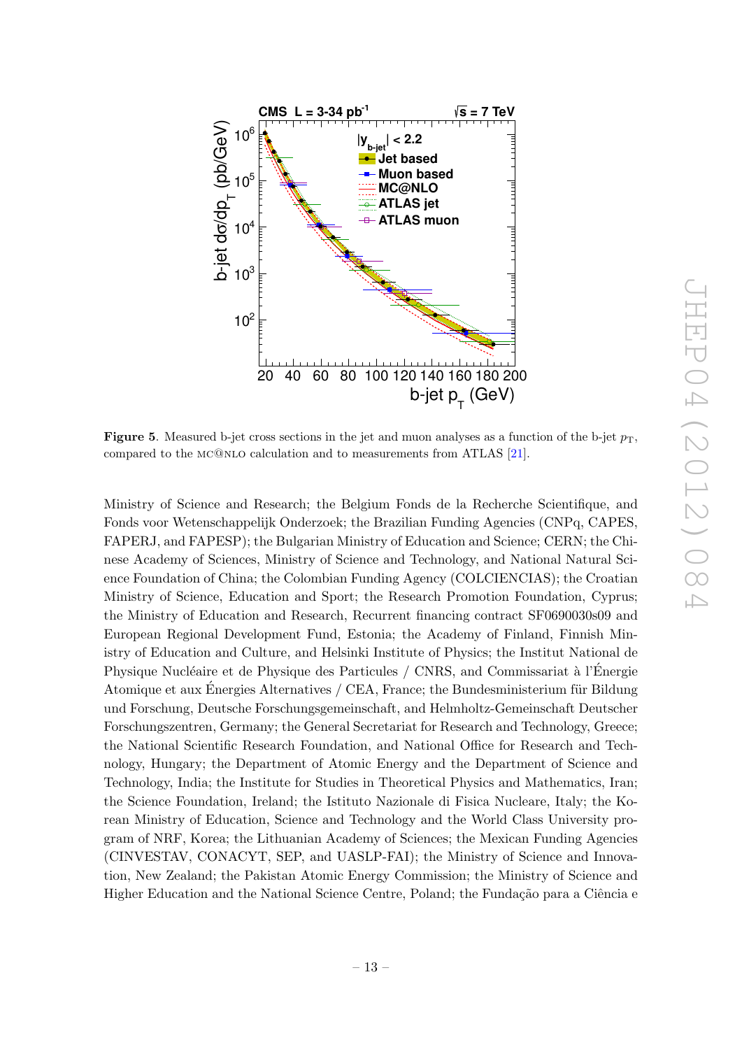**Figure 5**. Measured b-jet cross sections in the jet and muon analyses as a function of the b-jet $p_{\mathrm{T}}$, compared to the MC@NLO calculation and to measurements from ATLAS [21].

Ministry of Science and Research; the Belgium Fonds de la Recherche Scientifique, and Fonds voor Wetenschappelijk Onderzoek; the Brazilian Funding Agencies (CNPq, CAPES, FAPERJ, and FAPESP); the Bulgarian Ministry of Education and Science; CERN; the Chinese Academy of Sciences, Ministry of Science and Technology, and National Natural Science Foundation of China; the Colombian Funding Agency (COLCIENCIAS); the Croatian Ministry of Science, Education and Sport; the Research Promotion Foundation, Cyprus; the Ministry of Education and Research, Recurrent financing contract SF0690030s09 and European Regional Development Fund, Estonia; the Academy of Finland, Finnish Ministry of Education and Culture, and Helsinki Institute of Physics; the Institut National de Physique Nucléaire et de Physique des Particules / CNRS, and Commissariat à l'Énergie Atomique et aux Énergies Alternatives / CEA, France; the Bundesministerium für Bildung und Forschung, Deutsche Forschungsgemeinschaft, and Helmholtz-Gemeinschaft Deutscher Forschungszentren, Germany; the General Secretariat for Research and Technology, Greece; the National Scientific Research Foundation, and National Office for Research and Technology, Hungary; the Department of Atomic Energy and the Department of Science and Technology, India; the Institute for Studies in Theoretical Physics and Mathematics, Iran; the Science Foundation, Ireland; the Istituto Nazionale di Fisica Nucleare, Italy; the Korean Ministry of Education, Science and Technology and the World Class University program of NRF, Korea; the Lithuanian Academy of Sciences; the Mexican Funding Agencies (CINVESTAV, CONACYT, SEP, and UASLP-FAI); the Ministry of Science and Innovation, New Zealand; the Pakistan Atomic Energy Commission; the Ministry of Science and Higher Education and the National Science Centre, Poland; the Fundação para a Ciência e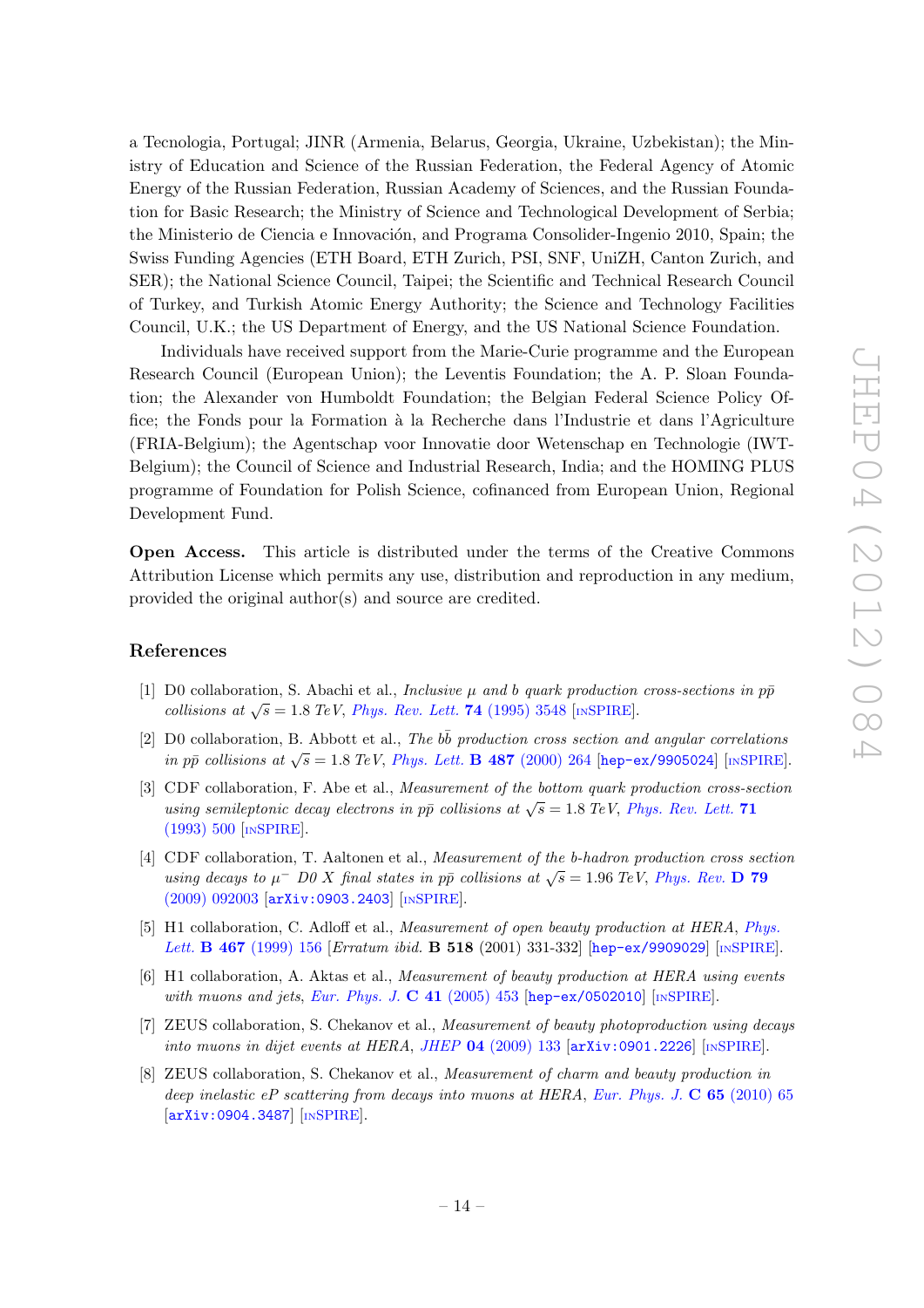a Tecnologia, Portugal; JINR (Armenia, Belarus, Georgia, Ukraine, Uzbekistan); the Ministry of Education and Science of the Russian Federation, the Federal Agency of Atomic Energy of the Russian Federation, Russian Academy of Sciences, and the Russian Foundation for Basic Research; the Ministry of Science and Technological Development of Serbia; the Ministerio de Ciencia e Innovación, and Programa Consolider-Ingenio 2010, Spain; the Swiss Funding Agencies (ETH Board, ETH Zurich, PSI, SNF, UniZH, Canton Zurich, and SER); the National Science Council, Taipei; the Scientific and Technical Research Council of Turkey, and Turkish Atomic Energy Authority; the Science and Technology Facilities Council, U.K.; the US Department of Energy, and the US National Science Foundation.

Individuals have received support from the Marie-Curie programme and the European Research Council (European Union); the Leventis Foundation; the A. P. Sloan Foundation; the Alexander von Humboldt Foundation; the Belgian Federal Science Policy Office; the Fonds pour la Formation à la Recherche dans l'Industrie et dans l'Agriculture (FRIA-Belgium); the Agentschap voor Innovatie door Wetenschap en Technologie (IWT-Belgium); the Council of Science and Industrial Research, India; and the HOMING PLUS programme of Foundation for Polish Science, cofinanced from European Union, Regional Development Fund.

**Open Access.** This article is distributed under the terms of the Creative Commons Attribution License which permits any use, distribution and reproduction in any medium, provided the original author(s) and source are credited.

## References

[1] D0 collaboration, S. Abachi et al., *Inclusive $\mu$ and b quark production cross-sections in $p\bar{p}$ collisions at $\sqrt{s} = 1.8$ TeV*, Phys. Rev. Lett. **74** (1995) 3548 [INSPIRE].

[2] D0 collaboration, B. Abbott et al., *The $b\bar{b}$ production cross section and angular correlations in $p\bar{p}$ collisions at $\sqrt{s} = 1.8$ TeV*, Phys. Lett. **B 487** (2000) 264 [hep-ex/9905024] [INSPIRE].

[3] CDF collaboration, F. Abe et al., *Measurement of the bottom quark production cross-section using semileptonic decay electrons in $p\bar{p}$ collisions at $\sqrt{s} = 1.8$ TeV*, Phys. Rev. Lett. **71** (1993) 500 [INSPIRE].

[4] CDF collaboration, T. Aaltonen et al., *Measurement of the b-hadron production cross section using decays to $\mu^-$ D0 X final states in $p\bar{p}$ collisions at $\sqrt{s} = 1.96$ TeV*, Phys. Rev. **D 79** (2009) 092003 [arXiv:0903.2403] [INSPIRE].

[5] H1 collaboration, C. Adloff et al., *Measurement of open beauty production at HERA*, Phys. Lett. **B 467** (1999) 156 [Erratum ibid. **B 518** (2001) 331-332] [hep-ex/9909029] [INSPIRE].

[6] H1 collaboration, A. Aktas et al., *Measurement of beauty production at HERA using events with muons and jets*, Eur. Phys. J. **C 41** (2005) 453 [hep-ex/0502010] [INSPIRE].

[7] ZEUS collaboration, S. Chekanov et al., *Measurement of beauty photoproduction using decays into muons in dijet events at HERA*, JHEP **04** (2009) 133 [arXiv:0901.2226] [INSPIRE].

[8] ZEUS collaboration, S. Chekanov et al., *Measurement of charm and beauty production in deep inelastic eP scattering from decays into muons at HERA*, Eur. Phys. J. **C 65** (2010) 65 [arXiv:0904.3487] [INSPIRE].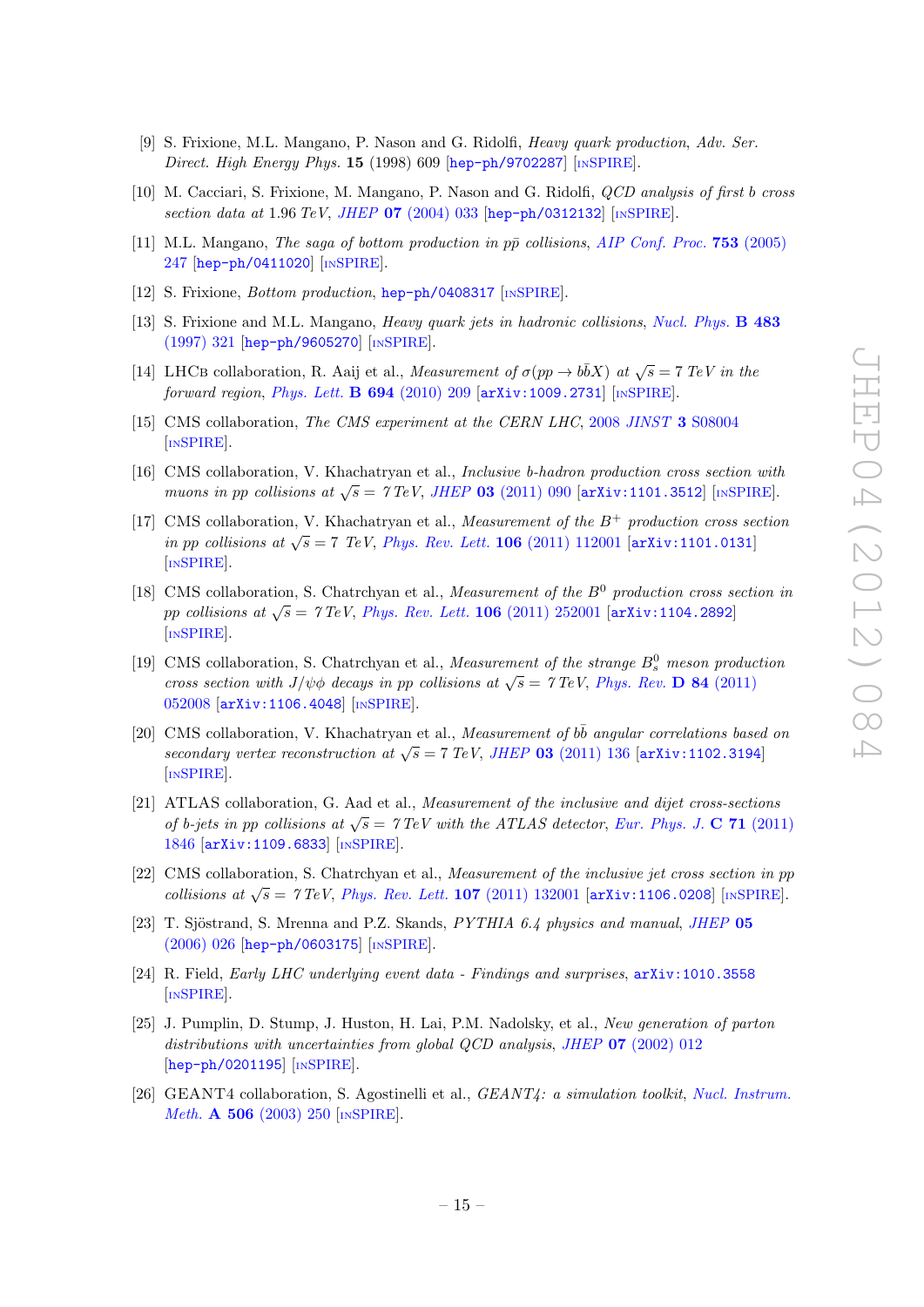- [9] S. Frixione, M.L. Mangano, P. Nason and G. Ridolfi, *Heavy quark production*, *Adv. Ser. Direct. High Energy Phys.* **15** (1998) 609 [hep-ph/9702287] [INSPIRE].
- [10] M. Cacciari, S. Frixione, M. Mangano, P. Nason and G. Ridolfi, *QCD analysis of first b cross section data at* 1.96 *TeV*, *JHEP* **07** (2004) 033 [hep-ph/0312132] [INSPIRE].
- [11] M.L. Mangano, *The saga of bottom production in $p\bar{p}$ collisions*, *AIP Conf. Proc.* **753** (2005) 247 [hep-ph/0411020] [INSPIRE].
- [12] S. Frixione, *Bottom production*, hep-ph/0408317 [INSPIRE].
- [13] S. Frixione and M.L. Mangano, *Heavy quark jets in hadronic collisions*, *Nucl. Phys.* **B 483** (1997) 321 [hep-ph/9605270] [INSPIRE].
- [14] LHCb collaboration, R. Aaij et al., *Measurement of $\sigma(pp \to b\bar{b}X)$ at $\sqrt{s} = 7$ TeV in the forward region*, *Phys. Lett.* **B 694** (2010) 209 [arXiv:1009.2731] [INSPIRE].
- [15] CMS collaboration, *The CMS experiment at the CERN LHC*, 2008 *JINST* **3** S08004 [INSPIRE].
- [16] CMS collaboration, V. Khachatryan et al., *Inclusive b-hadron production cross section with muons in pp collisions at $\sqrt{s} = 7$ TeV*, *JHEP* **03** (2011) 090 [arXiv:1101.3512] [INSPIRE].
- [17] CMS collaboration, V. Khachatryan et al., *Measurement of the $B^+$ production cross section in pp collisions at $\sqrt{s} = 7$ TeV*, *Phys. Rev. Lett.* **106** (2011) 112001 [arXiv:1101.0131] [INSPIRE].
- [18] CMS collaboration, S. Chatrchyan et al., *Measurement of the $B^0$ production cross section in pp collisions at $\sqrt{s} = 7$ TeV*, *Phys. Rev. Lett.* **106** (2011) 252001 [arXiv:1104.2892] [INSPIRE].
- [19] CMS collaboration, S. Chatrchyan et al., *Measurement of the strange $B^0_s$ meson production cross section with $J/\psi\phi$ decays in pp collisions at $\sqrt{s} = 7$ TeV*, *Phys. Rev.* **D 84** (2011) 052008 [arXiv:1106.4048] [INSPIRE].
- [20] CMS collaboration, V. Khachatryan et al., *Measurement of $b\bar{b}$ angular correlations based on secondary vertex reconstruction at $\sqrt{s} = 7$ TeV*, *JHEP* **03** (2011) 136 [arXiv:1102.3194] [INSPIRE].
- [21] ATLAS collaboration, G. Aad et al., *Measurement of the inclusive and dijet cross-sections of b-jets in pp collisions at $\sqrt{s} = 7$ TeV with the ATLAS detector*, *Eur. Phys. J.* **C 71** (2011) 1846 [arXiv:1109.6833] [INSPIRE].
- [22] CMS collaboration, S. Chatrchyan et al., *Measurement of the inclusive jet cross section in pp collisions at $\sqrt{s} = 7$ TeV*, *Phys. Rev. Lett.* **107** (2011) 132001 [arXiv:1106.0208] [INSPIRE].
- [23] T. Sjöstrand, S. Mrenna and P.Z. Skands, *PYTHIA 6.4 physics and manual*, *JHEP* **05** (2006) 026 [hep-ph/0603175] [INSPIRE].
- [24] R. Field, *Early LHC underlying event data - Findings and surprises*, arXiv:1010.3558 [INSPIRE].
- [25] J. Pumplin, D. Stump, J. Huston, H. Lai, P.M. Nadolsky, et al., *New generation of parton distributions with uncertainties from global QCD analysis*, *JHEP* **07** (2002) 012 [hep-ph/0201195] [INSPIRE].
- [26] GEANT4 collaboration, S. Agostinelli et al., *GEANT4: a simulation toolkit*, *Nucl. Instrum. Meth.* **A 506** (2003) 250 [INSPIRE].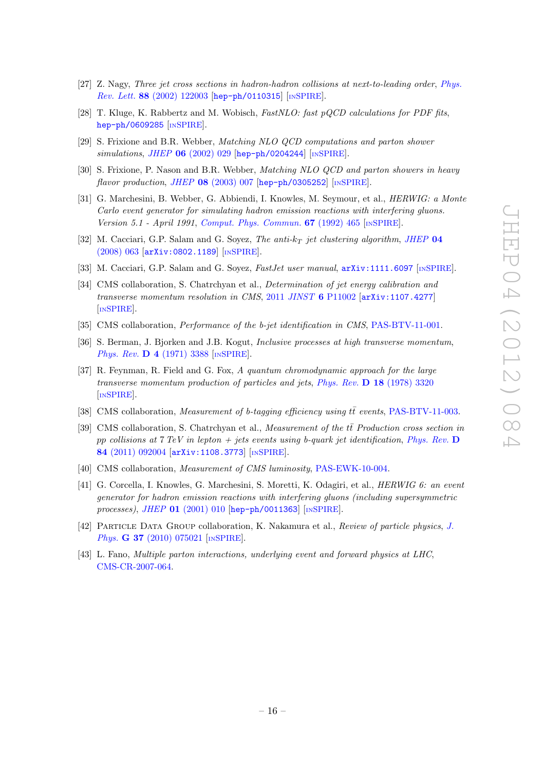[27] Z. Nagy, *Three jet cross sections in hadron-hadron collisions at next-to-leading order*, *Phys. Rev. Lett.* **88** (2002) 122003 [hep-ph/0110315] [INSPIRE].

[28] T. Kluge, K. Rabbertz and M. Wobisch, *FastNLO: fast pQCD calculations for PDF fits*, hep-ph/0609285 [INSPIRE].

[29] S. Frixione and B.R. Webber, *Matching NLO QCD computations and parton shower simulations*, *JHEP* **06** (2002) 029 [hep-ph/0204244] [INSPIRE].

[30] S. Frixione, P. Nason and B.R. Webber, *Matching NLO QCD and parton showers in heavy flavor production*, *JHEP* **08** (2003) 007 [hep-ph/0305252] [INSPIRE].

[31] G. Marchesini, B. Webber, G. Abbiendi, I. Knowles, M. Seymour, et al., *HERWIG: a Monte Carlo event generator for simulating hadron emission reactions with interfering gluons. Version 5.1 - April 1991*, *Comput. Phys. Commun.* **67** (1992) 465 [INSPIRE].

[32] M. Cacciari, G.P. Salam and G. Soyez, *The anti-$k_T$ jet clustering algorithm*, *JHEP* **04** (2008) 063 [arXiv:0802.1189] [INSPIRE].

[33] M. Cacciari, G.P. Salam and G. Soyez, *FastJet user manual*, arXiv:1111.6097 [INSPIRE].

[34] CMS collaboration, S. Chatrchyan et al., *Determination of jet energy calibration and transverse momentum resolution in CMS*, 2011 *JINST* **6** P11002 [arXiv:1107.4277] [INSPIRE].

[35] CMS collaboration, *Performance of the b-jet identification in CMS*, PAS-BTV-11-001.

[36] S. Berman, J. Bjorken and J.B. Kogut, *Inclusive processes at high transverse momentum*, *Phys. Rev.* **D 4** (1971) 3388 [INSPIRE].

[37] R. Feynman, R. Field and G. Fox, *A quantum chromodynamic approach for the large transverse momentum production of particles and jets*, *Phys. Rev.* **D 18** (1978) 3320 [INSPIRE].

[38] CMS collaboration, *Measurement of b-tagging efficiency using $t\bar{t}$ events*, PAS-BTV-11-003.

[39] CMS collaboration, S. Chatrchyan et al., *Measurement of the $t\bar{t}$ Production cross section in pp collisions at 7 TeV in lepton + jets events using b-quark jet identification*, *Phys. Rev.* **D 84** (2011) 092004 [arXiv:1108.3773] [INSPIRE].

[40] CMS collaboration, *Measurement of CMS luminosity*, PAS-EWK-10-004.

[41] G. Corcella, I. Knowles, G. Marchesini, S. Moretti, K. Odagiri, et al., *HERWIG 6: an event generator for hadron emission reactions with interfering gluons (including supersymmetric processes)*, *JHEP* **01** (2001) 010 [hep-ph/0011363] [INSPIRE].

[42] Particle Data Group collaboration, K. Nakamura et al., *Review of particle physics*, *J. Phys.* **G 37** (2010) 075021 [INSPIRE].

[43] L. Fano, *Multiple parton interactions, underlying event and forward physics at LHC*, CMS-CR-2007-064.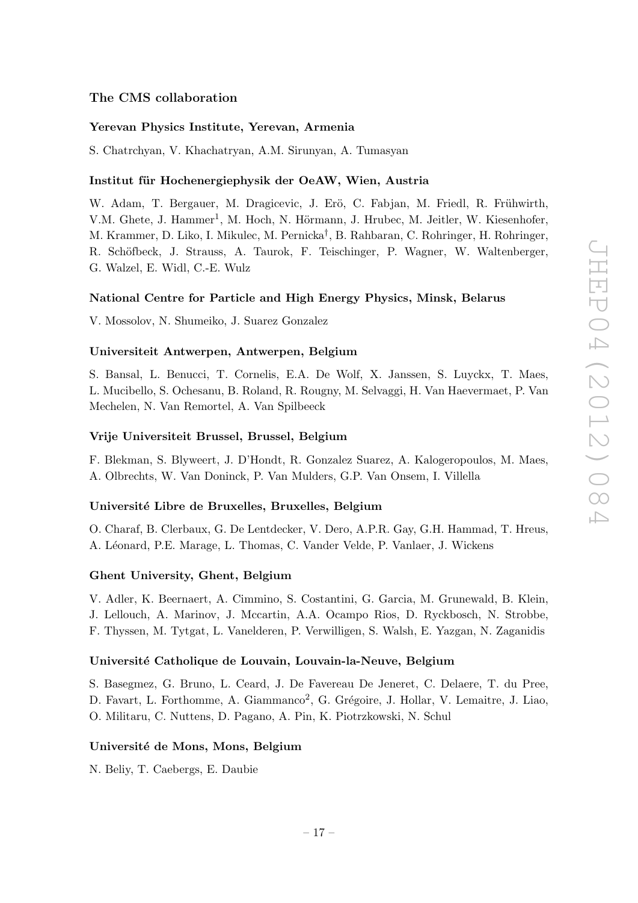### The CMS collaboration

#### Yerevan Physics Institute, Yerevan, Armenia

S. Chatrchyan, V. Khachatryan, A.M. Sirunyan, A. Tumasyan

#### Institut für Hochenergiephysik der OeAW, Wien, Austria

W. Adam, T. Bergauer, M. Dragicevic, J. Erö, C. Fabjan, M. Friedl, R. Frühwirth, V.M. Ghete, J. Hammer[1], M. Hoch, N. Hörmann, J. Hrubec, M. Jeitler, W. Kiesenhofer, M. Krammer, D. Liko, I. Mikulec, M. Pernicka[†], B. Rahbaran, C. Rohringer, H. Rohringer, R. Schöfbeck, J. Strauss, A. Taurok, F. Teischinger, P. Wagner, W. Waltenberger, G. Walzel, E. Widl, C.-E. Wulz

#### National Centre for Particle and High Energy Physics, Minsk, Belarus

V. Mossolov, N. Shumeiko, J. Suarez Gonzalez

#### Universiteit Antwerpen, Antwerpen, Belgium

S. Bansal, L. Benucci, T. Cornelis, E.A. De Wolf, X. Janssen, S. Luyckx, T. Maes, L. Mucibello, S. Ochesanu, B. Roland, R. Rougny, M. Selvaggi, H. Van Haevermaet, P. Van Mechelen, N. Van Remortel, A. Van Spilbeeck

#### Vrije Universiteit Brussel, Brussel, Belgium

F. Blekman, S. Blyweert, J. D'Hondt, R. Gonzalez Suarez, A. Kalogeropoulos, M. Maes, A. Olbrechts, W. Van Doninck, P. Van Mulders, G.P. Van Onsem, I. Villella

#### Université Libre de Bruxelles, Bruxelles, Belgium

O. Charaf, B. Clerbaux, G. De Lentdecker, V. Dero, A.P.R. Gay, G.H. Hammad, T. Hreus, A. Léonard, P.E. Marage, L. Thomas, C. Vander Velde, P. Vanlaer, J. Wickens

#### Ghent University, Ghent, Belgium

V. Adler, K. Beernaert, A. Cimmino, S. Costantini, G. Garcia, M. Grunewald, B. Klein, J. Lellouch, A. Marinov, J. Mccartin, A.A. Ocampo Rios, D. Ryckbosch, N. Strobbe, F. Thyssen, M. Tytgat, L. Vanelderen, P. Verwilligen, S. Walsh, E. Yazgan, N. Zaganidis

#### Université Catholique de Louvain, Louvain-la-Neuve, Belgium

S. Basegmez, G. Bruno, L. Ceard, J. De Favereau De Jeneret, C. Delaere, T. du Pree, D. Favart, L. Forthomme, A. Giammanco[2], G. Grégoire, J. Hollar, V. Lemaitre, J. Liao, O. Militaru, C. Nuttens, D. Pagano, A. Pin, K. Piotrzkowski, N. Schul

#### Université de Mons, Mons, Belgium

N. Beliy, T. Caebergs, E. Daubie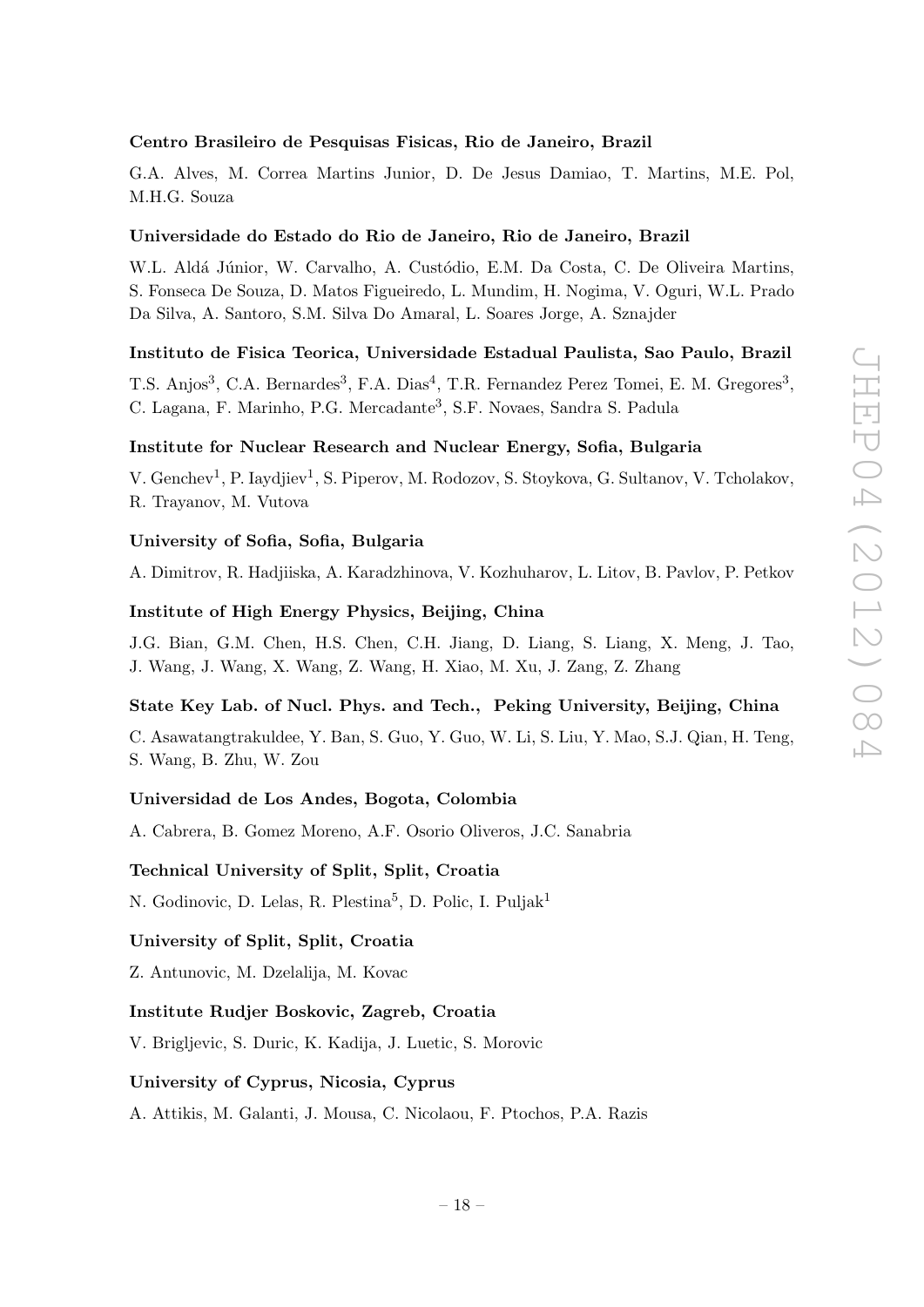**Centro Brasileiro de Pesquisas Fisicas, Rio de Janeiro, Brazil**

G.A. Alves, M. Correa Martins Junior, D. De Jesus Damiao, T. Martins, M.E. Pol, M.H.G. Souza

**Universidade do Estado do Rio de Janeiro, Rio de Janeiro, Brazil**

W.L. Aldá Júnior, W. Carvalho, A. Custódio, E.M. Da Costa, C. De Oliveira Martins, S. Fonseca De Souza, D. Matos Figueiredo, L. Mundim, H. Nogima, V. Oguri, W.L. Prado Da Silva, A. Santoro, S.M. Silva Do Amaral, L. Soares Jorge, A. Sznajder

**Instituto de Fisica Teorica, Universidade Estadual Paulista, Sao Paulo, Brazil**

T.S. Anjos[3], C.A. Bernardes[3], F.A. Dias[4], T.R. Fernandez Perez Tomei, E. M. Gregores[3], C. Lagana, F. Marinho, P.G. Mercadante[3], S.F. Novaes, Sandra S. Padula

**Institute for Nuclear Research and Nuclear Energy, Sofia, Bulgaria**

V. Genchev[1], P. Iaydjiev[1], S. Piperov, M. Rodozov, S. Stoykova, G. Sultanov, V. Tcholakov, R. Trayanov, M. Vutova

**University of Sofia, Sofia, Bulgaria**

A. Dimitrov, R. Hadjiiska, A. Karadzhinova, V. Kozhuharov, L. Litov, B. Pavlov, P. Petkov

**Institute of High Energy Physics, Beijing, China**

J.G. Bian, G.M. Chen, H.S. Chen, C.H. Jiang, D. Liang, S. Liang, X. Meng, J. Tao, J. Wang, J. Wang, X. Wang, Z. Wang, H. Xiao, M. Xu, J. Zang, Z. Zhang

**State Key Lab. of Nucl. Phys. and Tech., Peking University, Beijing, China**

C. Asawatangtrakuldee, Y. Ban, S. Guo, Y. Guo, W. Li, S. Liu, Y. Mao, S.J. Qian, H. Teng, S. Wang, B. Zhu, W. Zou

**Universidad de Los Andes, Bogota, Colombia**

A. Cabrera, B. Gomez Moreno, A.F. Osorio Oliveros, J.C. Sanabria

**Technical University of Split, Split, Croatia**

N. Godinovic, D. Lelas, R. Plestina[5], D. Polic, I. Puljak[1]

**University of Split, Split, Croatia**

Z. Antunovic, M. Dzelalija, M. Kovac

**Institute Rudjer Boskovic, Zagreb, Croatia**

V. Brigljevic, S. Duric, K. Kadija, J. Luetic, S. Morovic

**University of Cyprus, Nicosia, Cyprus**

A. Attikis, M. Galanti, J. Mousa, C. Nicolaou, F. Ptochos, P.A. Razis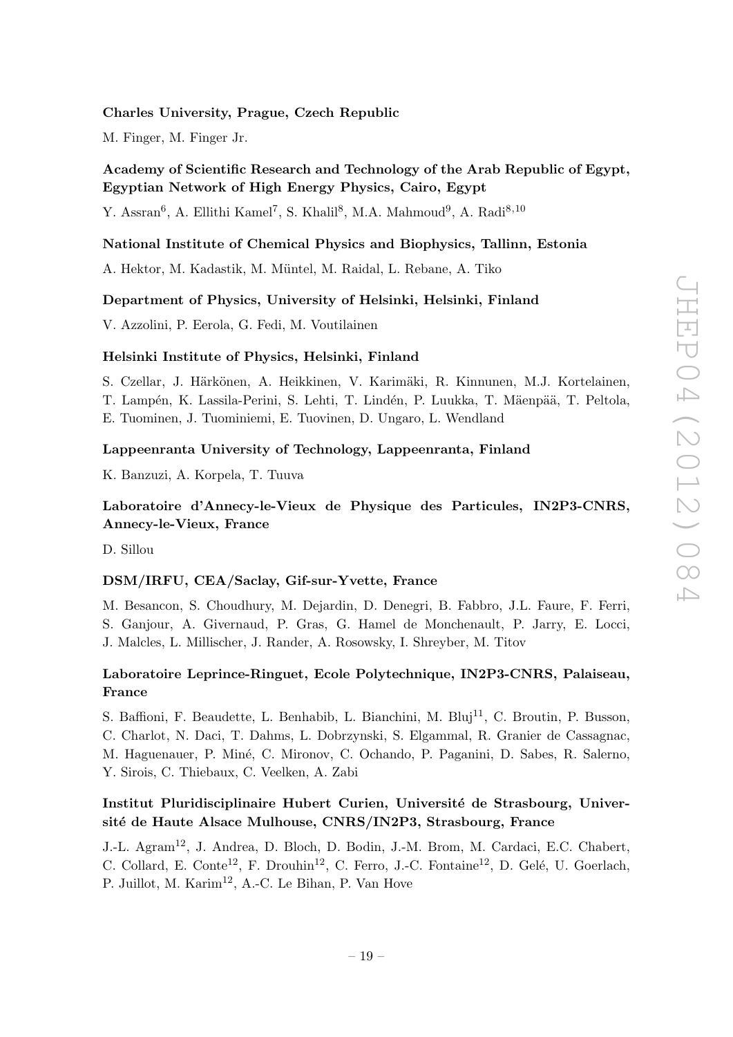**Charles University, Prague, Czech Republic**

M. Finger, M. Finger Jr.

**Academy of Scientific Research and Technology of the Arab Republic of Egypt, Egyptian Network of High Energy Physics, Cairo, Egypt**

Y. Assran[6], A. Ellithi Kamel[7], S. Khalil[8], M.A. Mahmoud[9], A. Radi[8,10]

**National Institute of Chemical Physics and Biophysics, Tallinn, Estonia**

A. Hektor, M. Kadastik, M. Müntel, M. Raidal, L. Rebane, A. Tiko

**Department of Physics, University of Helsinki, Helsinki, Finland**

V. Azzolini, P. Eerola, G. Fedi, M. Voutilainen

**Helsinki Institute of Physics, Helsinki, Finland**

S. Czellar, J. Härkönen, A. Heikkinen, V. Karimäki, R. Kinnunen, M.J. Kortelainen, T. Lampén, K. Lassila-Perini, S. Lehti, T. Lindén, P. Luukka, T. Mäenpää, T. Peltola, E. Tuominen, J. Tuominiemi, E. Tuovinen, D. Ungaro, L. Wendland

**Lappeenranta University of Technology, Lappeenranta, Finland**

K. Banzuzi, A. Korpela, T. Tuuva

**Laboratoire d'Annecy-le-Vieux de Physique des Particules, IN2P3-CNRS, Annecy-le-Vieux, France**

D. Sillou

**DSM/IRFU, CEA/Saclay, Gif-sur-Yvette, France**

M. Besancon, S. Choudhury, M. Dejardin, D. Denegri, B. Fabbro, J.L. Faure, F. Ferri, S. Ganjour, A. Givernaud, P. Gras, G. Hamel de Monchenault, P. Jarry, E. Locci, J. Malcles, L. Millischer, J. Rander, A. Rosowsky, I. Shreyber, M. Titov

**Laboratoire Leprince-Ringuet, Ecole Polytechnique, IN2P3-CNRS, Palaiseau, France**

S. Baffioni, F. Beaudette, L. Benhabib, L. Bianchini, M. Bluj[11], C. Broutin, P. Busson, C. Charlot, N. Daci, T. Dahms, L. Dobrzynski, S. Elgammal, R. Granier de Cassagnac, M. Haguenauer, P. Miné, C. Mironov, C. Ochando, P. Paganini, D. Sabes, R. Salerno, Y. Sirois, C. Thiebaux, C. Veelken, A. Zabi

**Institut Pluridisciplinaire Hubert Curien, Université de Strasbourg, Université de Haute Alsace Mulhouse, CNRS/IN2P3, Strasbourg, France**

J.-L. Agram[12], J. Andrea, D. Bloch, D. Bodin, J.-M. Brom, M. Cardaci, E.C. Chabert, C. Collard, E. Conte[12], F. Drouhin[12], C. Ferro, J.-C. Fontaine[12], D. Gelé, U. Goerlach, P. Juillot, M. Karim[12], A.-C. Le Bihan, P. Van Hove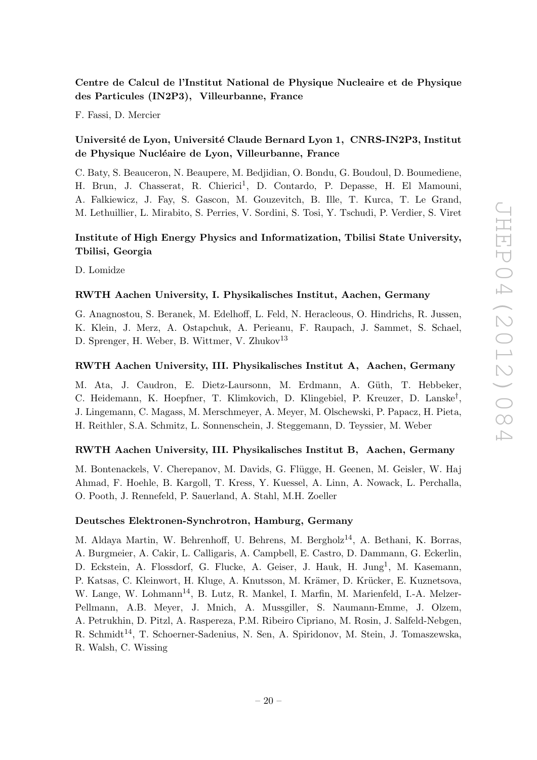**Centre de Calcul de l'Institut National de Physique Nucleaire et de Physique des Particules (IN2P3), Villeurbanne, France**

F. Fassi, D. Mercier

**Université de Lyon, Université Claude Bernard Lyon 1, CNRS-IN2P3, Institut de Physique Nucléaire de Lyon, Villeurbanne, France**

C. Baty, S. Beauceron, N. Beaupere, M. Bedjidian, O. Bondu, G. Boudoul, D. Boumediene, H. Brun, J. Chasserat, R. Chierici[1], D. Contardo, P. Depasse, H. El Mamouni, A. Falkiewicz, J. Fay, S. Gascon, M. Gouzevitch, B. Ille, T. Kurca, T. Le Grand, M. Lethuillier, L. Mirabito, S. Perries, V. Sordini, S. Tosi, Y. Tschudi, P. Verdier, S. Viret

**Institute of High Energy Physics and Informatization, Tbilisi State University, Tbilisi, Georgia**

D. Lomidze

**RWTH Aachen University, I. Physikalisches Institut, Aachen, Germany**

G. Anagnostou, S. Beranek, M. Edelhoff, L. Feld, N. Heracleous, O. Hindrichs, R. Jussen, K. Klein, J. Merz, A. Ostapchuk, A. Perieanu, F. Raupach, J. Sammet, S. Schael, D. Sprenger, H. Weber, B. Wittmer, V. Zhukov[13]

**RWTH Aachen University, III. Physikalisches Institut A, Aachen, Germany**

M. Ata, J. Caudron, E. Dietz-Laursonn, M. Erdmann, A. Güth, T. Hebbeker, C. Heidemann, K. Hoepfner, T. Klimkovich, D. Klingebiel, P. Kreuzer, D. Lanske[†], J. Lingemann, C. Magass, M. Merschmeyer, A. Meyer, M. Olschewski, P. Papacz, H. Pieta, H. Reithler, S.A. Schmitz, L. Sonnenschein, J. Steggemann, D. Teyssier, M. Weber

**RWTH Aachen University, III. Physikalisches Institut B, Aachen, Germany**

M. Bontenackels, V. Cherepanov, M. Davids, G. Flügge, H. Geenen, M. Geisler, W. Haj Ahmad, F. Hoehle, B. Kargoll, T. Kress, Y. Kuessel, A. Linn, A. Nowack, L. Perchalla, O. Pooth, J. Rennefeld, P. Sauerland, A. Stahl, M.H. Zoeller

**Deutsches Elektronen-Synchrotron, Hamburg, Germany**

M. Aldaya Martin, W. Behrenhoff, U. Behrens, M. Bergholz[14], A. Bethani, K. Borras, A. Burgmeier, A. Cakir, L. Calligaris, A. Campbell, E. Castro, D. Dammann, G. Eckerlin, D. Eckstein, A. Flossdorf, G. Flucke, A. Geiser, J. Hauk, H. Jung[1], M. Kasemann, P. Katsas, C. Kleinwort, H. Kluge, A. Knutsson, M. Krämer, D. Krücker, E. Kuznetsova, W. Lange, W. Lohmann[14], B. Lutz, R. Mankel, I. Marfin, M. Marienfeld, I.-A. Melzer-Pellmann, A.B. Meyer, J. Mnich, A. Mussgiller, S. Naumann-Emme, J. Olzem, A. Petrukhin, D. Pitzl, A. Raspereza, P.M. Ribeiro Cipriano, M. Rosin, J. Salfeld-Nebgen, R. Schmidt[14], T. Schoerner-Sadenius, N. Sen, A. Spiridonov, M. Stein, J. Tomaszewska, R. Walsh, C. Wissing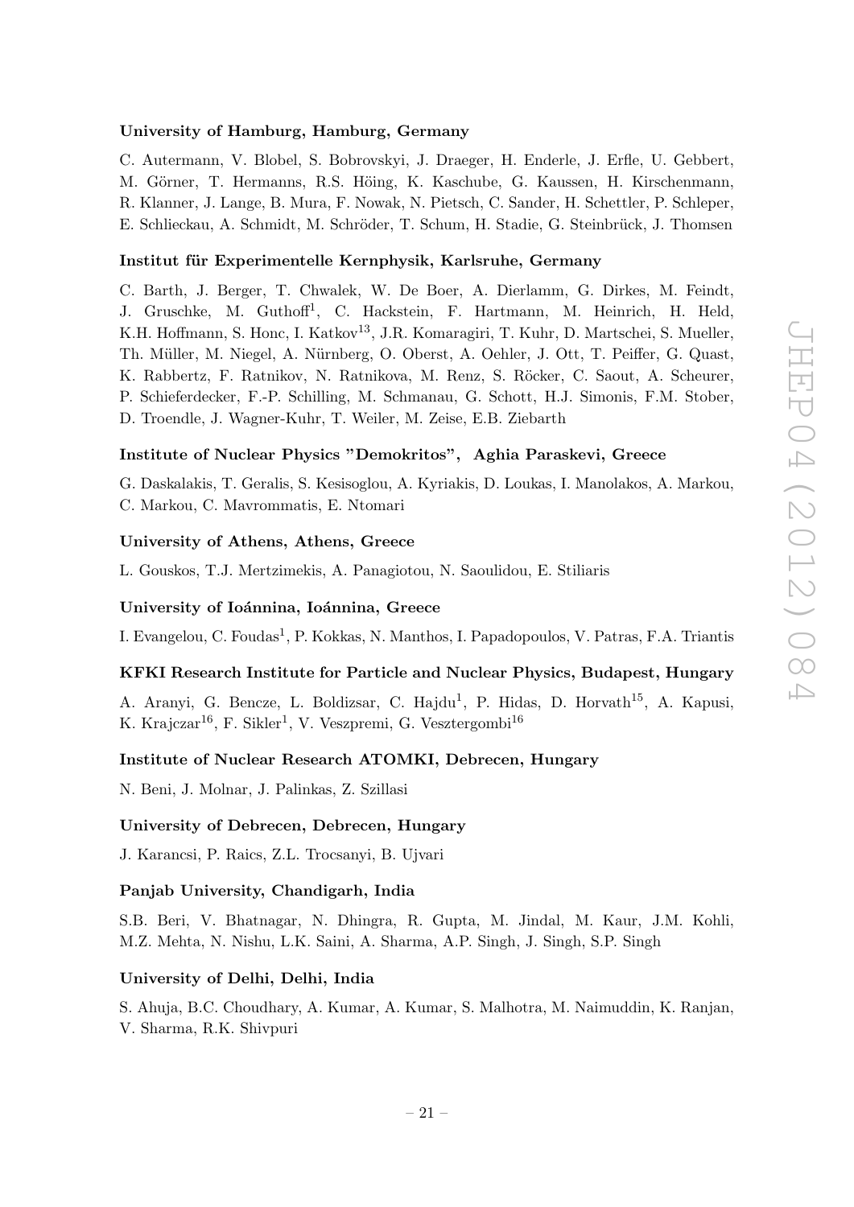**University of Hamburg, Hamburg, Germany**

C. Autermann, V. Blobel, S. Bobrovskyi, J. Draeger, H. Enderle, J. Erfle, U. Gebbert, M. Görner, T. Hermanns, R.S. Höing, K. Kaschube, G. Kaussen, H. Kirschenmann, R. Klanner, J. Lange, B. Mura, F. Nowak, N. Pietsch, C. Sander, H. Schettler, P. Schleper, E. Schlieckau, A. Schmidt, M. Schröder, T. Schum, H. Stadie, G. Steinbrück, J. Thomsen

**Institut für Experimentelle Kernphysik, Karlsruhe, Germany**

C. Barth, J. Berger, T. Chwalek, W. De Boer, A. Dierlamm, G. Dirkes, M. Feindt, J. Gruschke, M. Guthoff[1], C. Hackstein, F. Hartmann, M. Heinrich, H. Held, K.H. Hoffmann, S. Honc, I. Katkov[13], J.R. Komaragiri, T. Kuhr, D. Martschei, S. Mueller, Th. Müller, M. Niegel, A. Nürnberg, O. Oberst, A. Oehler, J. Ott, T. Peiffer, G. Quast, K. Rabbertz, F. Ratnikov, N. Ratnikova, M. Renz, S. Röcker, C. Saout, A. Scheurer, P. Schieferdecker, F.-P. Schilling, M. Schmanau, G. Schott, H.J. Simonis, F.M. Stober, D. Troendle, J. Wagner-Kuhr, T. Weiler, M. Zeise, E.B. Ziebarth

**Institute of Nuclear Physics "Demokritos", Aghia Paraskevi, Greece**

G. Daskalakis, T. Geralis, S. Kesisoglou, A. Kyriakis, D. Loukas, I. Manolakos, A. Markou, C. Markou, C. Mavrommatis, E. Ntomari

**University of Athens, Athens, Greece**

L. Gouskos, T.J. Mertzimekis, A. Panagiotou, N. Saoulidou, E. Stiliaris

**University of Ioánnina, Ioánnina, Greece**

I. Evangelou, C. Foudas[1], P. Kokkas, N. Manthos, I. Papadopoulos, V. Patras, F.A. Triantis

**KFKI Research Institute for Particle and Nuclear Physics, Budapest, Hungary**

A. Aranyi, G. Bencze, L. Boldizsar, C. Hajdu[1], P. Hidas, D. Horvath[15], A. Kapusi, K. Krajczar[16], F. Sikler[1], V. Veszpremi, G. Vesztergombi[16]

**Institute of Nuclear Research ATOMKI, Debrecen, Hungary**

N. Beni, J. Molnar, J. Palinkas, Z. Szillasi

**University of Debrecen, Debrecen, Hungary**

J. Karancsi, P. Raics, Z.L. Trocsanyi, B. Ujvari

**Panjab University, Chandigarh, India**

S.B. Beri, V. Bhatnagar, N. Dhingra, R. Gupta, M. Jindal, M. Kaur, J.M. Kohli, M.Z. Mehta, N. Nishu, L.K. Saini, A. Sharma, A.P. Singh, J. Singh, S.P. Singh

**University of Delhi, Delhi, India**

S. Ahuja, B.C. Choudhary, A. Kumar, A. Kumar, S. Malhotra, M. Naimuddin, K. Ranjan, V. Sharma, R.K. Shivpuri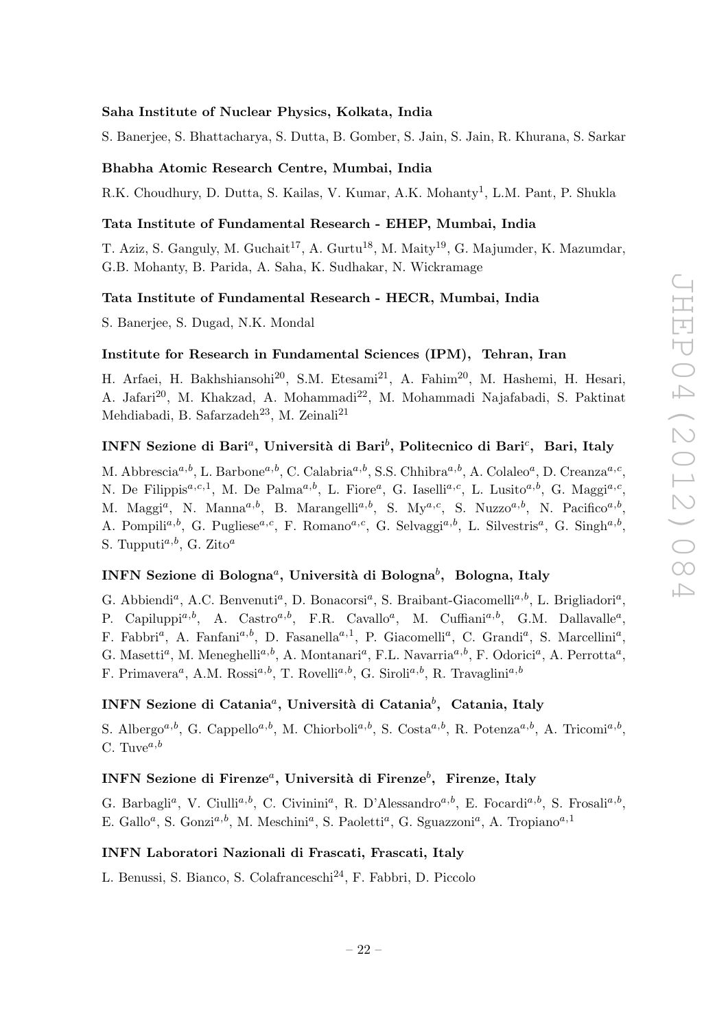**Saha Institute of Nuclear Physics, Kolkata, India**

S. Banerjee, S. Bhattacharya, S. Dutta, B. Gomber, S. Jain, S. Jain, R. Khurana, S. Sarkar

**Bhabha Atomic Research Centre, Mumbai, India**

R.K. Choudhury, D. Dutta, S. Kailas, V. Kumar, A.K. Mohanty[1], L.M. Pant, P. Shukla

**Tata Institute of Fundamental Research - EHEP, Mumbai, India**

T. Aziz, S. Ganguly, M. Guchait[17], A. Gurtu[18], M. Maity[19], G. Majumder, K. Mazumdar, G.B. Mohanty, B. Parida, A. Saha, K. Sudhakar, N. Wickramage

**Tata Institute of Fundamental Research - HECR, Mumbai, India**

S. Banerjee, S. Dugad, N.K. Mondal

**Institute for Research in Fundamental Sciences (IPM), Tehran, Iran**

H. Arfaei, H. Bakhshiansohi[20], S.M. Etesami[21], A. Fahim[20], M. Hashemi, H. Hesari, A. Jafari[20], M. Khakzad, A. Mohammadi[22], M. Mohammadi Najafabadi, S. Paktinat Mehdiabadi, B. Safarzadeh[23], M. Zeinali[21]

**INFN Sezione di Bari[a], Università di Bari[b], Politecnico di Bari[c], Bari, Italy**

M. Abbrescia[a,b], L. Barbone[a,b], C. Calabria[a,b], S.S. Chhibra[a,b], A. Colaleo[a], D. Creanza[a,c], N. De Filippis[a,c,1], M. De Palma[a,b], L. Fiore[a], G. Iaselli[a,c], L. Lusito[a,b], G. Maggi[a,c], M. Maggi[a], N. Manna[a,b], B. Marangelli[a,b], S. My[a,c], S. Nuzzo[a,b], N. Pacifico[a,b], A. Pompili[a,b], G. Pugliese[a,c], F. Romano[a,c], G. Selvaggi[a,b], L. Silvestris[a], G. Singh[a,b], S. Tupputi[a,b], G. Zito[a]

**INFN Sezione di Bologna[a], Università di Bologna[b], Bologna, Italy**

G. Abbiendi[a], A.C. Benvenuti[a], D. Bonacorsi[a], S. Braibant-Giacomelli[a,b], L. Brigliadori[a], P. Capiluppi[a,b], A. Castro[a,b], F.R. Cavallo[a], M. Cuffiani[a,b], G.M. Dallavalle[a], F. Fabbri[a], A. Fanfani[a,b], D. Fasanella[a,1], P. Giacomelli[a], C. Grandi[a], S. Marcellini[a], G. Masetti[a], M. Meneghelli[a,b], A. Montanari[a], F.L. Navarria[a,b], F. Odorici[a], A. Perrotta[a], F. Primavera[a], A.M. Rossi[a,b], T. Rovelli[a,b], G. Siroli[a,b], R. Travaglini[a,b]

**INFN Sezione di Catania[a], Università di Catania[b], Catania, Italy**

S. Albergo[a,b], G. Cappello[a,b], M. Chiorboli[a,b], S. Costa[a,b], R. Potenza[a,b], A. Tricomi[a,b], C. Tuve[a,b]

**INFN Sezione di Firenze[a], Università di Firenze[b], Firenze, Italy**

G. Barbagli[a], V. Ciulli[a,b], C. Civinini[a], R. D'Alessandro[a,b], E. Focardi[a,b], S. Frosali[a,b], E. Gallo[a], S. Gonzi[a,b], M. Meschini[a], S. Paoletti[a], G. Sguazzoni[a], A. Tropiano[a,1]

**INFN Laboratori Nazionali di Frascati, Frascati, Italy**

L. Benussi, S. Bianco, S. Colafranceschi[24], F. Fabbri, D. Piccolo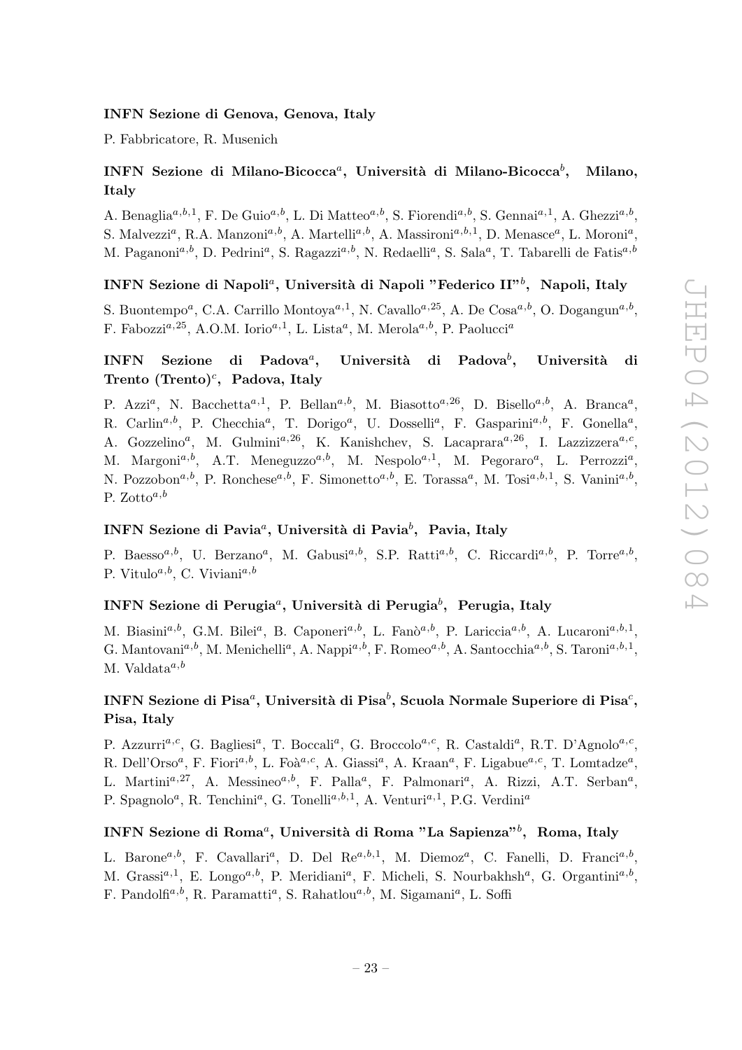**INFN Sezione di Genova, Genova, Italy**

P. Fabbricatore, R. Musenich

**INFN Sezione di Milano-Bicocca[a], Università di Milano-Bicocca[b], Milano, Italy**

A. Benaglia[a,b,1], F. De Guio[a,b], L. Di Matteo[a,b], S. Fiorendi[a,b], S. Gennai[a,1], A. Ghezzi[a,b], S. Malvezzi[a], R.A. Manzoni[a,b], A. Martelli[a,b], A. Massironi[a,b,1], D. Menasce[a], L. Moroni[a], M. Paganoni[a,b], D. Pedrini[a], S. Ragazzi[a,b], N. Redaelli[a], S. Sala[a], T. Tabarelli de Fatis[a,b]

**INFN Sezione di Napoli[a], Università di Napoli "Federico II"[b], Napoli, Italy**

S. Buontempo[a], C.A. Carrillo Montoya[a,1], N. Cavallo[a,25], A. De Cosa[a,b], O. Dogangun[a,b], F. Fabozzi[a,25], A.O.M. Iorio[a,1], L. Lista[a], M. Merola[a,b], P. Paolucci[a]

**INFN Sezione di Padova[a], Università di Padova[b], Università di Trento (Trento)[c], Padova, Italy**

P. Azzi[a], N. Bacchetta[a,1], P. Bellan[a,b], M. Biasotto[a,26], D. Bisello[a,b], A. Branca[a], R. Carlin[a,b], P. Checchia[a], T. Dorigo[a], U. Dosselli[a], F. Gasparini[a,b], F. Gonella[a], A. Gozzelino[a], M. Gulmini[a,26], K. Kanishchev, S. Lacaprara[a,26], I. Lazzizzera[a,c], M. Margoni[a,b], A.T. Meneguzzo[a,b], M. Nespolo[a,1], M. Pegoraro[a], L. Perrozzi[a], N. Pozzobon[a,b], P. Ronchese[a,b], F. Simonetto[a,b], E. Torassa[a], M. Tosi[a,b,1], S. Vanini[a,b], P. Zotto[a,b]

**INFN Sezione di Pavia[a], Università di Pavia[b], Pavia, Italy**

P. Baesso[a,b], U. Berzano[a], M. Gabusi[a,b], S.P. Ratti[a,b], C. Riccardi[a,b], P. Torre[a,b], P. Vitulo[a,b], C. Viviani[a,b]

**INFN Sezione di Perugia[a], Università di Perugia[b], Perugia, Italy**

M. Biasini[a,b], G.M. Bilei[a], B. Caponeri[a,b], L. Fanò[a,b], P. Lariccia[a,b], A. Lucaroni[a,b,1], G. Mantovani[a,b], M. Menichelli[a], A. Nappi[a,b], F. Romeo[a,b], A. Santocchia[a,b], S. Taroni[a,b,1], M. Valdata[a,b]

**INFN Sezione di Pisa[a], Università di Pisa[b], Scuola Normale Superiore di Pisa[c], Pisa, Italy**

P. Azzurri[a,c], G. Bagliesi[a], T. Boccali[a], G. Broccolo[a,c], R. Castaldi[a], R.T. D'Agnolo[a,c], R. Dell'Orso[a], F. Fiori[a,b], L. Foà[a,c], A. Giassi[a], A. Kraan[a], F. Ligabue[a,c], T. Lomtadze[a], L. Martini[a,27], A. Messineo[a,b], F. Palla[a], F. Palmonari[a], A. Rizzi, A.T. Serban[a], P. Spagnolo[a], R. Tenchini[a], G. Tonelli[a,b,1], A. Venturi[a,1], P.G. Verdini[a]

**INFN Sezione di Roma[a], Università di Roma "La Sapienza"[b], Roma, Italy**

L. Barone[a,b], F. Cavallari[a], D. Del Re[a,b,1], M. Diemoz[a], C. Fanelli, D. Franci[a,b], M. Grassi[a,1], E. Longo[a,b], P. Meridiani[a], F. Micheli, S. Nourbakhsh[a], G. Organtini[a,b], F. Pandolfi[a,b], R. Paramatti[a], S. Rahatlou[a,b], M. Sigamani[a], L. Soffi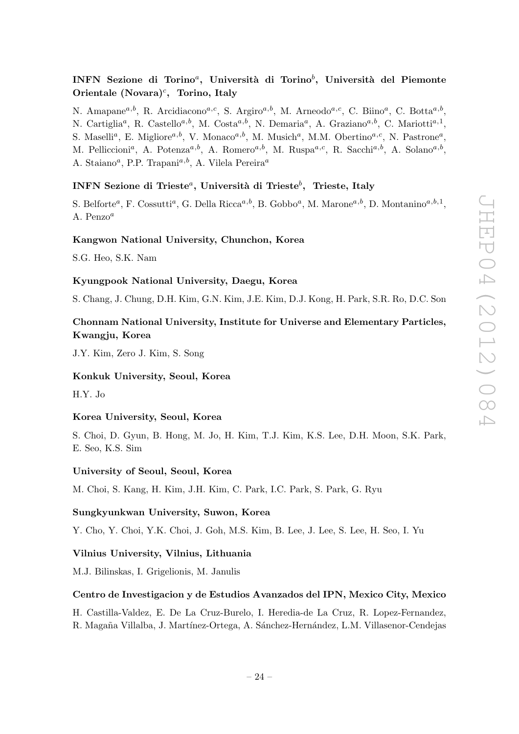### INFN Sezione di Torino[a], Università di Torino[b], Università del Piemonte Orientale (Novara)[c], Torino, Italy

N. Amapane[a,b], R. Arcidiacono[a,c], S. Argiro[a,b], M. Arneodo[a,c], C. Biino[a], C. Botta[a,b], N. Cartiglia[a], R. Castello[a,b], M. Costa[a,b], N. Demaria[a], A. Graziano[a,b], C. Mariotti[a,1], S. Maselli[a], E. Migliore[a,b], V. Monaco[a,b], M. Musich[a], M.M. Obertino[a,c], N. Pastrone[a], M. Pelliccioni[a], A. Potenza[a,b], A. Romero[a,b], M. Ruspa[a,c], R. Sacchi[a,b], A. Solano[a,b], A. Staiano[a], P.P. Trapani[a,b], A. Vilela Pereira[a]

### INFN Sezione di Trieste[a], Università di Trieste[b], Trieste, Italy

S. Belforte[a], F. Cossutti[a], G. Della Ricca[a,b], B. Gobbo[a], M. Marone[a,b], D. Montanino[a,b,1], A. Penzo[a]

### Kangwon National University, Chunchon, Korea

S.G. Heo, S.K. Nam

### Kyungpook National University, Daegu, Korea

S. Chang, J. Chung, D.H. Kim, G.N. Kim, J.E. Kim, D.J. Kong, H. Park, S.R. Ro, D.C. Son

### Chonnam National University, Institute for Universe and Elementary Particles, Kwangju, Korea

J.Y. Kim, Zero J. Kim, S. Song

### Konkuk University, Seoul, Korea

H.Y. Jo

### Korea University, Seoul, Korea

S. Choi, D. Gyun, B. Hong, M. Jo, H. Kim, T.J. Kim, K.S. Lee, D.H. Moon, S.K. Park, E. Seo, K.S. Sim

### University of Seoul, Seoul, Korea

M. Choi, S. Kang, H. Kim, J.H. Kim, C. Park, I.C. Park, S. Park, G. Ryu

### Sungkyunkwan University, Suwon, Korea

Y. Cho, Y. Choi, Y.K. Choi, J. Goh, M.S. Kim, B. Lee, J. Lee, S. Lee, H. Seo, I. Yu

### Vilnius University, Vilnius, Lithuania

M.J. Bilinskas, I. Grigelionis, M. Janulis

### Centro de Investigacion y de Estudios Avanzados del IPN, Mexico City, Mexico

H. Castilla-Valdez, E. De La Cruz-Burelo, I. Heredia-de La Cruz, R. Lopez-Fernandez, R. Magaña Villalba, J. Martínez-Ortega, A. Sánchez-Hernández, L.M. Villasenor-Cendejas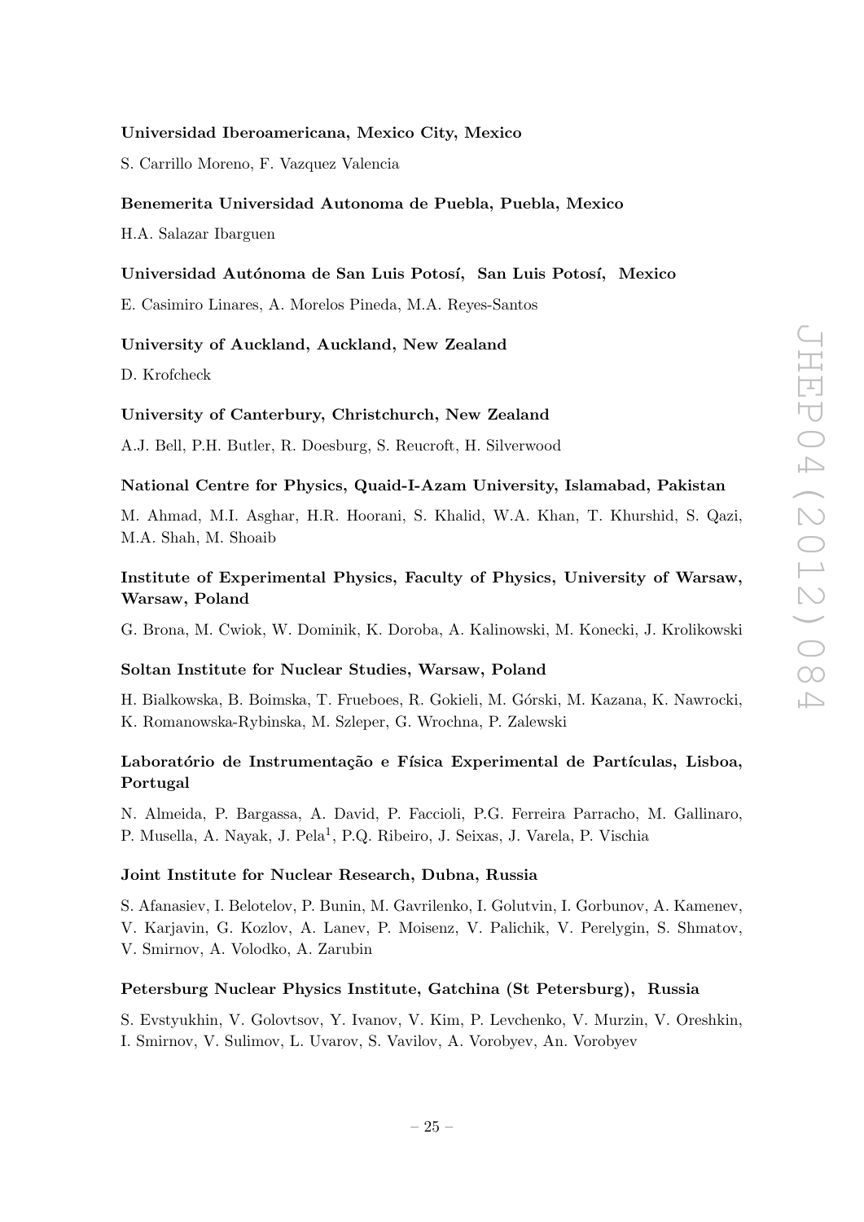**Universidad Iberoamericana, Mexico City, Mexico**

S. Carrillo Moreno, F. Vazquez Valencia

**Benemerita Universidad Autonoma de Puebla, Puebla, Mexico**

H.A. Salazar Ibarguen

**Universidad Autónoma de San Luis Potosí, San Luis Potosí, Mexico**

E. Casimiro Linares, A. Morelos Pineda, M.A. Reyes-Santos

**University of Auckland, Auckland, New Zealand**

D. Krofcheck

**University of Canterbury, Christchurch, New Zealand**

A.J. Bell, P.H. Butler, R. Doesburg, S. Reucroft, H. Silverwood

**National Centre for Physics, Quaid-I-Azam University, Islamabad, Pakistan**

M. Ahmad, M.I. Asghar, H.R. Hoorani, S. Khalid, W.A. Khan, T. Khurshid, S. Qazi, M.A. Shah, M. Shoaib

**Institute of Experimental Physics, Faculty of Physics, University of Warsaw, Warsaw, Poland**

G. Brona, M. Cwiok, W. Dominik, K. Doroba, A. Kalinowski, M. Konecki, J. Krolikowski

**Soltan Institute for Nuclear Studies, Warsaw, Poland**

H. Bialkowska, B. Boimska, T. Frueboes, R. Gokieli, M. Górski, M. Kazana, K. Nawrocki, K. Romanowska-Rybinska, M. Szleper, G. Wrochna, P. Zalewski

**Laboratório de Instrumentação e Física Experimental de Partículas, Lisboa, Portugal**

N. Almeida, P. Bargassa, A. David, P. Faccioli, P.G. Ferreira Parracho, M. Gallinaro, P. Musella, A. Nayak, J. Pela[1], P.Q. Ribeiro, J. Seixas, J. Varela, P. Vischia

**Joint Institute for Nuclear Research, Dubna, Russia**

S. Afanasiev, I. Belotelov, P. Bunin, M. Gavrilenko, I. Golutvin, I. Gorbunov, A. Kamenev, V. Karjavin, G. Kozlov, A. Lanev, P. Moisenz, V. Palichik, V. Perelygin, S. Shmatov, V. Smirnov, A. Volodko, A. Zarubin

**Petersburg Nuclear Physics Institute, Gatchina (St Petersburg), Russia**

S. Evstyukhin, V. Golovtsov, Y. Ivanov, V. Kim, P. Levchenko, V. Murzin, V. Oreshkin, I. Smirnov, V. Sulimov, L. Uvarov, S. Vavilov, A. Vorobyev, An. Vorobyev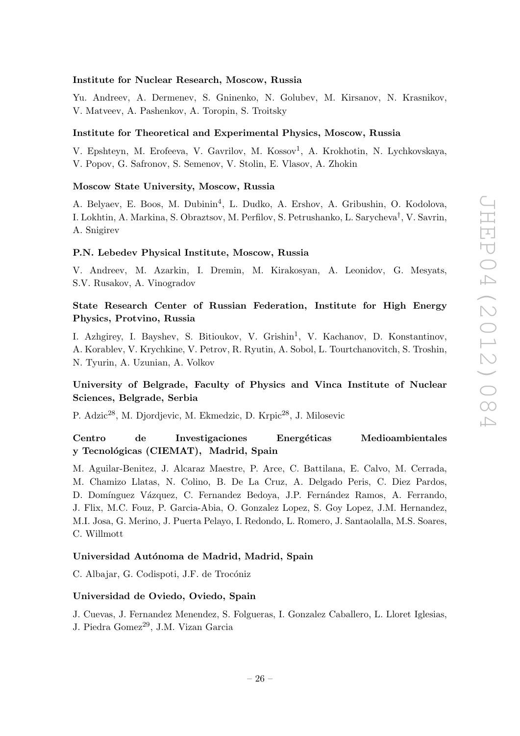**Institute for Nuclear Research, Moscow, Russia**

Yu. Andreev, A. Dermenev, S. Gninenko, N. Golubev, M. Kirsanov, N. Krasnikov, V. Matveev, A. Pashenkov, A. Toropin, S. Troitsky

**Institute for Theoretical and Experimental Physics, Moscow, Russia**

V. Epshteyn, M. Erofeeva, V. Gavrilov, M. Kossov[1], A. Krokhotin, N. Lychkovskaya, V. Popov, G. Safronov, S. Semenov, V. Stolin, E. Vlasov, A. Zhokin

**Moscow State University, Moscow, Russia**

A. Belyaev, E. Boos, M. Dubinin[4], L. Dudko, A. Ershov, A. Gribushin, O. Kodolova, I. Lokhtin, A. Markina, S. Obraztsov, M. Perfilov, S. Petrushanko, L. Sarycheva[†], V. Savrin, A. Snigirev

**P.N. Lebedev Physical Institute, Moscow, Russia**

V. Andreev, M. Azarkin, I. Dremin, M. Kirakosyan, A. Leonidov, G. Mesyats, S.V. Rusakov, A. Vinogradov

**State Research Center of Russian Federation, Institute for High Energy Physics, Protvino, Russia**

I. Azhgirey, I. Bayshev, S. Bitioukov, V. Grishin[1], V. Kachanov, D. Konstantinov, A. Korablev, V. Krychkine, V. Petrov, R. Ryutin, A. Sobol, L. Tourtchanovitch, S. Troshin, N. Tyurin, A. Uzunian, A. Volkov

**University of Belgrade, Faculty of Physics and Vinca Institute of Nuclear Sciences, Belgrade, Serbia**

P. Adzic[28], M. Djordjevic, M. Ekmedzic, D. Krpic[28], J. Milosevic

**Centro de Investigaciones Energéticas Medioambientales y Tecnológicas (CIEMAT), Madrid, Spain**

M. Aguilar-Benitez, J. Alcaraz Maestre, P. Arce, C. Battilana, E. Calvo, M. Cerrada, M. Chamizo Llatas, N. Colino, B. De La Cruz, A. Delgado Peris, C. Diez Pardos, D. Domínguez Vázquez, C. Fernandez Bedoya, J.P. Fernández Ramos, A. Ferrando, J. Flix, M.C. Fouz, P. Garcia-Abia, O. Gonzalez Lopez, S. Goy Lopez, J.M. Hernandez, M.I. Josa, G. Merino, J. Puerta Pelayo, I. Redondo, L. Romero, J. Santaolalla, M.S. Soares, C. Willmott

**Universidad Autónoma de Madrid, Madrid, Spain**

C. Albajar, G. Codispoti, J.F. de Trocóniz

**Universidad de Oviedo, Oviedo, Spain**

J. Cuevas, J. Fernandez Menendez, S. Folgueras, I. Gonzalez Caballero, L. Lloret Iglesias, J. Piedra Gomez[29], J.M. Vizan Garcia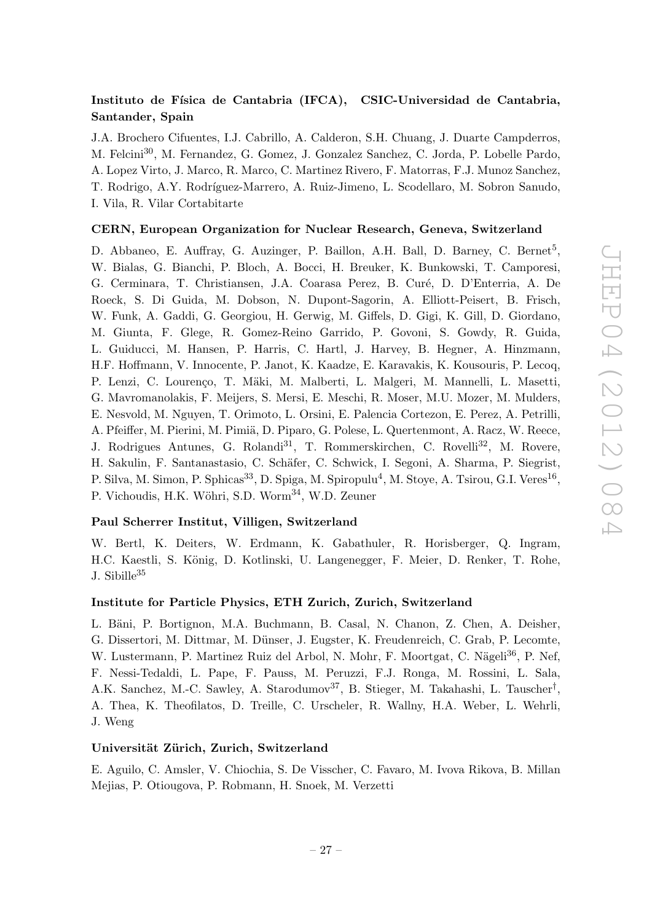**Instituto de Física de Cantabria (IFCA), CSIC-Universidad de Cantabria, Santander, Spain**

J.A. Brochero Cifuentes, I.J. Cabrillo, A. Calderon, S.H. Chuang, J. Duarte Campderros, M. Felcini[30], M. Fernandez, G. Gomez, J. Gonzalez Sanchez, C. Jorda, P. Lobelle Pardo, A. Lopez Virto, J. Marco, R. Marco, C. Martinez Rivero, F. Matorras, F.J. Munoz Sanchez, T. Rodrigo, A.Y. Rodríguez-Marrero, A. Ruiz-Jimeno, L. Scodellaro, M. Sobron Sanudo, I. Vila, R. Vilar Cortabitarte

**CERN, European Organization for Nuclear Research, Geneva, Switzerland**

D. Abbaneo, E. Auffray, G. Auzinger, P. Baillon, A.H. Ball, D. Barney, C. Bernet[5], W. Bialas, G. Bianchi, P. Bloch, A. Bocci, H. Breuker, K. Bunkowski, T. Camporesi, G. Cerminara, T. Christiansen, J.A. Coarasa Perez, B. Curé, D. D'Enterria, A. De Roeck, S. Di Guida, M. Dobson, N. Dupont-Sagorin, A. Elliott-Peisert, B. Frisch, W. Funk, A. Gaddi, G. Georgiou, H. Gerwig, M. Giffels, D. Gigi, K. Gill, D. Giordano, M. Giunta, F. Glege, R. Gomez-Reino Garrido, P. Govoni, S. Gowdy, R. Guida, L. Guiducci, M. Hansen, P. Harris, C. Hartl, J. Harvey, B. Hegner, A. Hinzmann, H.F. Hoffmann, V. Innocente, P. Janot, K. Kaadze, E. Karavakis, K. Kousouris, P. Lecoq, P. Lenzi, C. Lourenço, T. Mäki, M. Malberti, L. Malgeri, M. Mannelli, L. Masetti, G. Mavromanolakis, F. Meijers, S. Mersi, E. Meschi, R. Moser, M.U. Mozer, M. Mulders, E. Nesvold, M. Nguyen, T. Orimoto, L. Orsini, E. Palencia Cortezon, E. Perez, A. Petrilli, A. Pfeiffer, M. Pierini, M. Pimiä, D. Piparo, G. Polese, L. Quertenmont, A. Racz, W. Reece, J. Rodrigues Antunes, G. Rolandi[31], T. Rommerskirchen, C. Rovelli[32], M. Rovere, H. Sakulin, F. Santanastasio, C. Schäfer, C. Schwick, I. Segoni, A. Sharma, P. Siegrist, P. Silva, M. Simon, P. Sphicas[33], D. Spiga, M. Spiropulu[4], M. Stoye, A. Tsirou, G.I. Veres[16], P. Vichoudis, H.K. Wöhri, S.D. Worm[34], W.D. Zeuner

**Paul Scherrer Institut, Villigen, Switzerland**

W. Bertl, K. Deiters, W. Erdmann, K. Gabathuler, R. Horisberger, Q. Ingram, H.C. Kaestli, S. König, D. Kotlinski, U. Langenegger, F. Meier, D. Renker, T. Rohe, J. Sibille[35]

**Institute for Particle Physics, ETH Zurich, Zurich, Switzerland**

L. Bäni, P. Bortignon, M.A. Buchmann, B. Casal, N. Chanon, Z. Chen, A. Deisher, G. Dissertori, M. Dittmar, M. Dünser, J. Eugster, K. Freudenreich, C. Grab, P. Lecomte, W. Lustermann, P. Martinez Ruiz del Arbol, N. Mohr, F. Moortgat, C. Nägeli[36], P. Nef, F. Nessi-Tedaldi, L. Pape, F. Pauss, M. Peruzzi, F.J. Ronga, M. Rossini, L. Sala, A.K. Sanchez, M.-C. Sawley, A. Starodumov[37], B. Stieger, M. Takahashi, L. Tauscher[†], A. Thea, K. Theofilatos, D. Treille, C. Urscheler, R. Wallny, H.A. Weber, L. Wehrli, J. Weng

**Universität Zürich, Zurich, Switzerland**

E. Aguilo, C. Amsler, V. Chiochia, S. De Visscher, C. Favaro, M. Ivova Rikova, B. Millan Mejias, P. Otiougova, P. Robmann, H. Snoek, M. Verzetti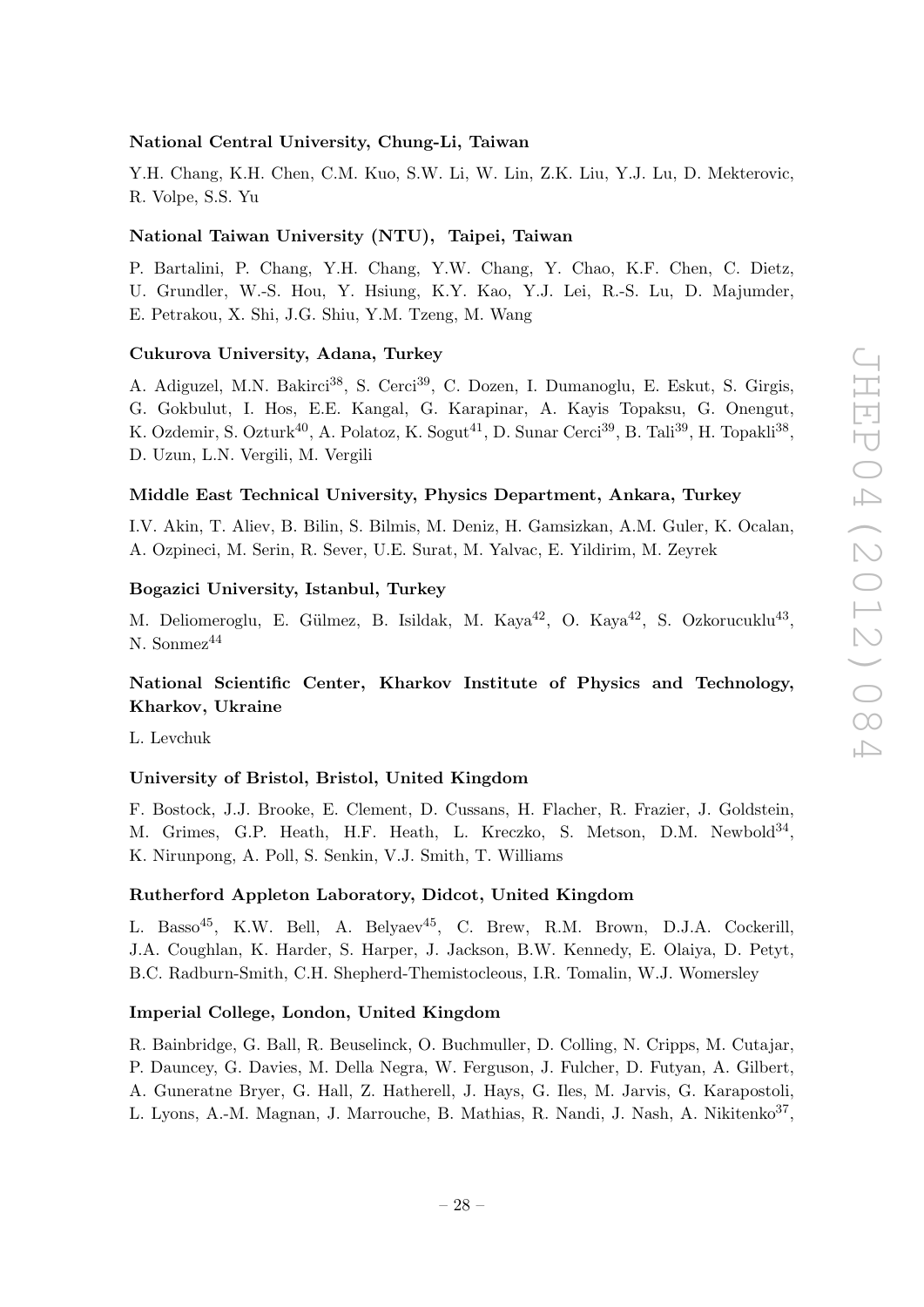**National Central University, Chung-Li, Taiwan**

Y.H. Chang, K.H. Chen, C.M. Kuo, S.W. Li, W. Lin, Z.K. Liu, Y.J. Lu, D. Mekterovic, R. Volpe, S.S. Yu

**National Taiwan University (NTU), Taipei, Taiwan**

P. Bartalini, P. Chang, Y.H. Chang, Y.W. Chang, Y. Chao, K.F. Chen, C. Dietz, U. Grundler, W.-S. Hou, Y. Hsiung, K.Y. Kao, Y.J. Lei, R.-S. Lu, D. Majumder, E. Petrakou, X. Shi, J.G. Shiu, Y.M. Tzeng, M. Wang

**Cukurova University, Adana, Turkey**

A. Adiguzel, M.N. Bakirci[38], S. Cerci[39], C. Dozen, I. Dumanoglu, E. Eskut, S. Girgis, G. Gokbulut, I. Hos, E.E. Kangal, G. Karapinar, A. Kayis Topaksu, G. Onengut, K. Ozdemir, S. Ozturk[40], A. Polatoz, K. Sogut[41], D. Sunar Cerci[39], B. Tali[39], H. Topakli[38], D. Uzun, L.N. Vergili, M. Vergili

**Middle East Technical University, Physics Department, Ankara, Turkey**

I.V. Akin, T. Aliev, B. Bilin, S. Bilmis, M. Deniz, H. Gamsizkan, A.M. Guler, K. Ocalan, A. Ozpineci, M. Serin, R. Sever, U.E. Surat, M. Yalvac, E. Yildirim, M. Zeyrek

**Bogazici University, Istanbul, Turkey**

M. Deliomeroglu, E. Gülmez, B. Isildak, M. Kaya[42], O. Kaya[42], S. Ozkorucuklu[43], N. Sonmez[44]

**National Scientific Center, Kharkov Institute of Physics and Technology, Kharkov, Ukraine**

L. Levchuk

**University of Bristol, Bristol, United Kingdom**

F. Bostock, J.J. Brooke, E. Clement, D. Cussans, H. Flacher, R. Frazier, J. Goldstein, M. Grimes, G.P. Heath, H.F. Heath, L. Kreczko, S. Metson, D.M. Newbold[34], K. Nirunpong, A. Poll, S. Senkin, V.J. Smith, T. Williams

**Rutherford Appleton Laboratory, Didcot, United Kingdom**

L. Basso[45], K.W. Bell, A. Belyaev[45], C. Brew, R.M. Brown, D.J.A. Cockerill, J.A. Coughlan, K. Harder, S. Harper, J. Jackson, B.W. Kennedy, E. Olaiya, D. Petyt, B.C. Radburn-Smith, C.H. Shepherd-Themistocleous, I.R. Tomalin, W.J. Womersley

**Imperial College, London, United Kingdom**

R. Bainbridge, G. Ball, R. Beuselinck, O. Buchmuller, D. Colling, N. Cripps, M. Cutajar, P. Dauncey, G. Davies, M. Della Negra, W. Ferguson, J. Fulcher, D. Futyan, A. Gilbert, A. Guneratne Bryer, G. Hall, Z. Hatherell, J. Hays, G. Iles, M. Jarvis, G. Karapostoli, L. Lyons, A.-M. Magnan, J. Marrouche, B. Mathias, R. Nandi, J. Nash, A. Nikitenko[37],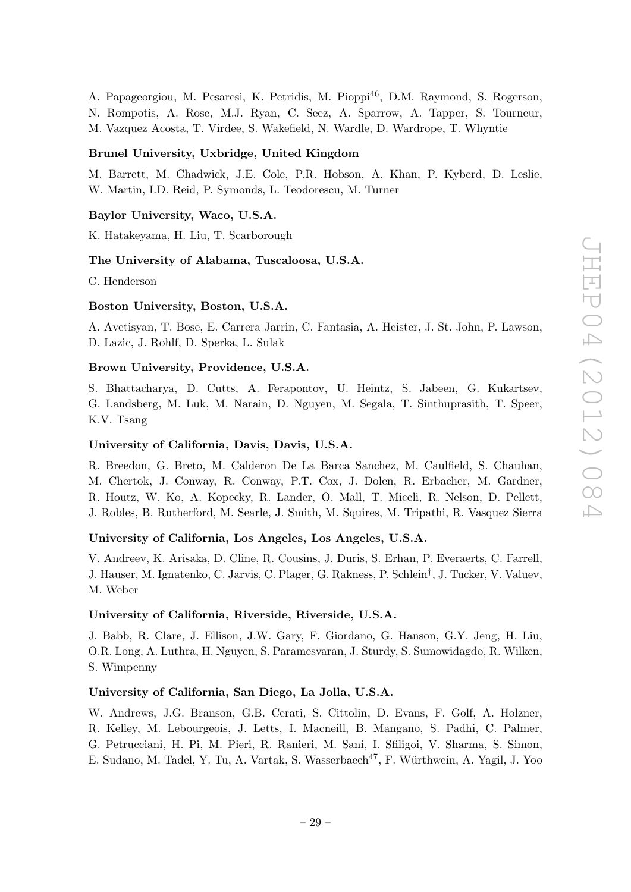A. Papageorgiou, M. Pesaresi, K. Petridis, M. Pioppi[46], D.M. Raymond, S. Rogerson, N. Rompotis, A. Rose, M.J. Ryan, C. Seez, A. Sparrow, A. Tapper, S. Tourneur, M. Vazquez Acosta, T. Virdee, S. Wakefield, N. Wardle, D. Wardrope, T. Whyntie

**Brunel University, Uxbridge, United Kingdom**

M. Barrett, M. Chadwick, J.E. Cole, P.R. Hobson, A. Khan, P. Kyberd, D. Leslie, W. Martin, I.D. Reid, P. Symonds, L. Teodorescu, M. Turner

**Baylor University, Waco, U.S.A.**

K. Hatakeyama, H. Liu, T. Scarborough

**The University of Alabama, Tuscaloosa, U.S.A.**

C. Henderson

**Boston University, Boston, U.S.A.**

A. Avetisyan, T. Bose, E. Carrera Jarrin, C. Fantasia, A. Heister, J. St. John, P. Lawson, D. Lazic, J. Rohlf, D. Sperka, L. Sulak

**Brown University, Providence, U.S.A.**

S. Bhattacharya, D. Cutts, A. Ferapontov, U. Heintz, S. Jabeen, G. Kukartsev, G. Landsberg, M. Luk, M. Narain, D. Nguyen, M. Segala, T. Sinthuprasith, T. Speer, K.V. Tsang

**University of California, Davis, Davis, U.S.A.**

R. Breedon, G. Breto, M. Calderon De La Barca Sanchez, M. Caulfield, S. Chauhan, M. Chertok, J. Conway, R. Conway, P.T. Cox, J. Dolen, R. Erbacher, M. Gardner, R. Houtz, W. Ko, A. Kopecky, R. Lander, O. Mall, T. Miceli, R. Nelson, D. Pellett, J. Robles, B. Rutherford, M. Searle, J. Smith, M. Squires, M. Tripathi, R. Vasquez Sierra

**University of California, Los Angeles, Los Angeles, U.S.A.**

V. Andreev, K. Arisaka, D. Cline, R. Cousins, J. Duris, S. Erhan, P. Everaerts, C. Farrell, J. Hauser, M. Ignatenko, C. Jarvis, C. Plager, G. Rakness, P. Schlein[†], J. Tucker, V. Valuev, M. Weber

**University of California, Riverside, Riverside, U.S.A.**

J. Babb, R. Clare, J. Ellison, J.W. Gary, F. Giordano, G. Hanson, G.Y. Jeng, H. Liu, O.R. Long, A. Luthra, H. Nguyen, S. Paramesvaran, J. Sturdy, S. Sumowidagdo, R. Wilken, S. Wimpenny

**University of California, San Diego, La Jolla, U.S.A.**

W. Andrews, J.G. Branson, G.B. Cerati, S. Cittolin, D. Evans, F. Golf, A. Holzner, R. Kelley, M. Lebourgeois, J. Letts, I. Macneill, B. Mangano, S. Padhi, C. Palmer, G. Petrucciani, H. Pi, M. Pieri, R. Ranieri, M. Sani, I. Sfiligoi, V. Sharma, S. Simon, E. Sudano, M. Tadel, Y. Tu, A. Vartak, S. Wasserbaech[47], F. Würthwein, A. Yagil, J. Yoo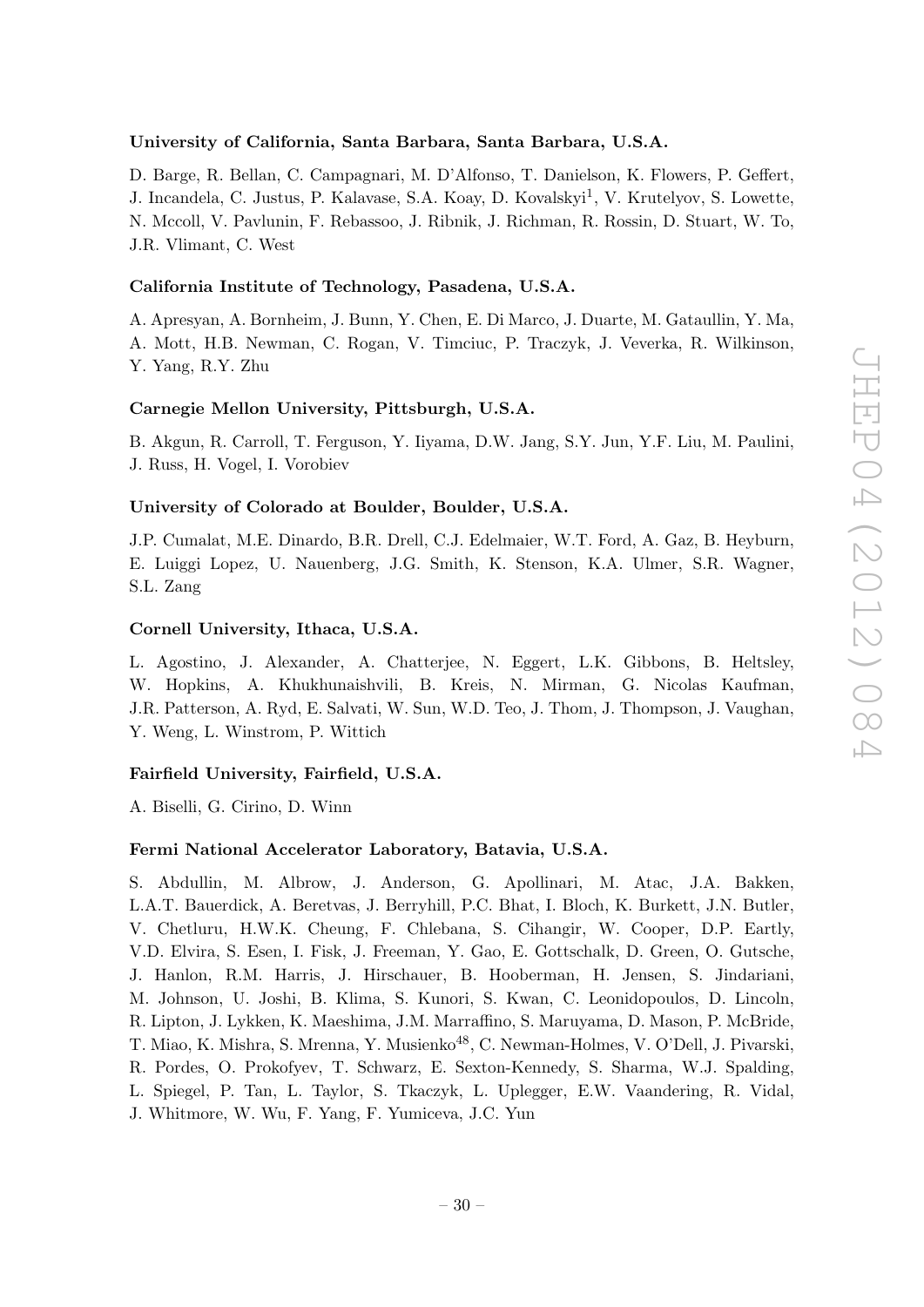**University of California, Santa Barbara, Santa Barbara, U.S.A.**

D. Barge, R. Bellan, C. Campagnari, M. D'Alfonso, T. Danielson, K. Flowers, P. Geffert, J. Incandela, C. Justus, P. Kalavase, S.A. Koay, D. Kovalskyi[1], V. Krutelyov, S. Lowette, N. Mccoll, V. Pavlunin, F. Rebassoo, J. Ribnik, J. Richman, R. Rossin, D. Stuart, W. To, J.R. Vlimant, C. West

**California Institute of Technology, Pasadena, U.S.A.**

A. Apresyan, A. Bornheim, J. Bunn, Y. Chen, E. Di Marco, J. Duarte, M. Gataullin, Y. Ma, A. Mott, H.B. Newman, C. Rogan, V. Timciuc, P. Traczyk, J. Veverka, R. Wilkinson, Y. Yang, R.Y. Zhu

**Carnegie Mellon University, Pittsburgh, U.S.A.**

B. Akgun, R. Carroll, T. Ferguson, Y. Iiyama, D.W. Jang, S.Y. Jun, Y.F. Liu, M. Paulini, J. Russ, H. Vogel, I. Vorobiev

**University of Colorado at Boulder, Boulder, U.S.A.**

J.P. Cumalat, M.E. Dinardo, B.R. Drell, C.J. Edelmaier, W.T. Ford, A. Gaz, B. Heyburn, E. Luiggi Lopez, U. Nauenberg, J.G. Smith, K. Stenson, K.A. Ulmer, S.R. Wagner, S.L. Zang

**Cornell University, Ithaca, U.S.A.**

L. Agostino, J. Alexander, A. Chatterjee, N. Eggert, L.K. Gibbons, B. Heltsley, W. Hopkins, A. Khukhunaishvili, B. Kreis, N. Mirman, G. Nicolas Kaufman, J.R. Patterson, A. Ryd, E. Salvati, W. Sun, W.D. Teo, J. Thom, J. Thompson, J. Vaughan, Y. Weng, L. Winstrom, P. Wittich

**Fairfield University, Fairfield, U.S.A.**

A. Biselli, G. Cirino, D. Winn

**Fermi National Accelerator Laboratory, Batavia, U.S.A.**

S. Abdullin, M. Albrow, J. Anderson, G. Apollinari, M. Atac, J.A. Bakken, L.A.T. Bauerdick, A. Beretvas, J. Berryhill, P.C. Bhat, I. Bloch, K. Burkett, J.N. Butler, V. Chetluru, H.W.K. Cheung, F. Chlebana, S. Cihangir, W. Cooper, D.P. Eartly, V.D. Elvira, S. Esen, I. Fisk, J. Freeman, Y. Gao, E. Gottschalk, D. Green, O. Gutsche, J. Hanlon, R.M. Harris, J. Hirschauer, B. Hooberman, H. Jensen, S. Jindariani, M. Johnson, U. Joshi, B. Klima, S. Kunori, S. Kwan, C. Leonidopoulos, D. Lincoln, R. Lipton, J. Lykken, K. Maeshima, J.M. Marraffino, S. Maruyama, D. Mason, P. McBride, T. Miao, K. Mishra, S. Mrenna, Y. Musienko[48], C. Newman-Holmes, V. O'Dell, J. Pivarski, R. Pordes, O. Prokofyev, T. Schwarz, E. Sexton-Kennedy, S. Sharma, W.J. Spalding, L. Spiegel, P. Tan, L. Taylor, S. Tkaczyk, L. Uplegger, E.W. Vaandering, R. Vidal, J. Whitmore, W. Wu, F. Yang, F. Yumiceva, J.C. Yun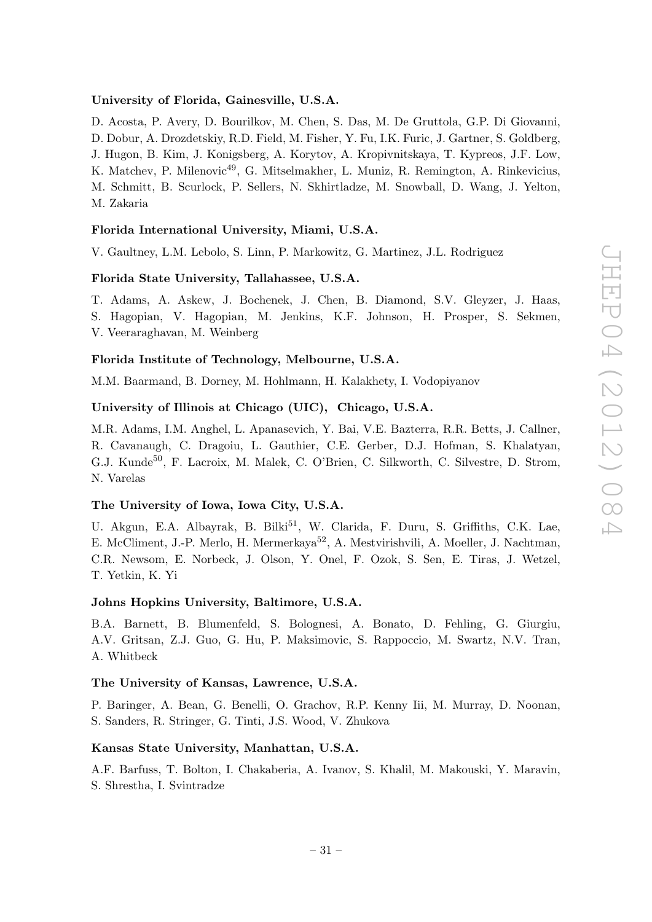### University of Florida, Gainesville, U.S.A.

D. Acosta, P. Avery, D. Bourilkov, M. Chen, S. Das, M. De Gruttola, G.P. Di Giovanni, D. Dobur, A. Drozdetskiy, R.D. Field, M. Fisher, Y. Fu, I.K. Furic, J. Gartner, S. Goldberg, J. Hugon, B. Kim, J. Konigsberg, A. Korytov, A. Kropivnitskaya, T. Kypreos, J.F. Low, K. Matchev, P. Milenovic[49], G. Mitselmakher, L. Muniz, R. Remington, A. Rinkevicius, M. Schmitt, B. Scurlock, P. Sellers, N. Skhirtladze, M. Snowball, D. Wang, J. Yelton, M. Zakaria

### Florida International University, Miami, U.S.A.

V. Gaultney, L.M. Lebolo, S. Linn, P. Markowitz, G. Martinez, J.L. Rodriguez

### Florida State University, Tallahassee, U.S.A.

T. Adams, A. Askew, J. Bochenek, J. Chen, B. Diamond, S.V. Gleyzer, J. Haas, S. Hagopian, V. Hagopian, M. Jenkins, K.F. Johnson, H. Prosper, S. Sekmen, V. Veeraraghavan, M. Weinberg

### Florida Institute of Technology, Melbourne, U.S.A.

M.M. Baarmand, B. Dorney, M. Hohlmann, H. Kalakhety, I. Vodopiyanov

### University of Illinois at Chicago (UIC), Chicago, U.S.A.

M.R. Adams, I.M. Anghel, L. Apanasevich, Y. Bai, V.E. Bazterra, R.R. Betts, J. Callner, R. Cavanaugh, C. Dragoiu, L. Gauthier, C.E. Gerber, D.J. Hofman, S. Khalatyan, G.J. Kunde[50], F. Lacroix, M. Malek, C. O'Brien, C. Silkworth, C. Silvestre, D. Strom, N. Varelas

### The University of Iowa, Iowa City, U.S.A.

U. Akgun, E.A. Albayrak, B. Bilki[51], W. Clarida, F. Duru, S. Griffiths, C.K. Lae, E. McCliment, J.-P. Merlo, H. Mermerkaya[52], A. Mestvirishvili, A. Moeller, J. Nachtman, C.R. Newsom, E. Norbeck, J. Olson, Y. Onel, F. Ozok, S. Sen, E. Tiras, J. Wetzel, T. Yetkin, K. Yi

### Johns Hopkins University, Baltimore, U.S.A.

B.A. Barnett, B. Blumenfeld, S. Bolognesi, A. Bonato, D. Fehling, G. Giurgiu, A.V. Gritsan, Z.J. Guo, G. Hu, P. Maksimovic, S. Rappoccio, M. Swartz, N.V. Tran, A. Whitbeck

### The University of Kansas, Lawrence, U.S.A.

P. Baringer, A. Bean, G. Benelli, O. Grachov, R.P. Kenny Iii, M. Murray, D. Noonan, S. Sanders, R. Stringer, G. Tinti, J.S. Wood, V. Zhukova

### Kansas State University, Manhattan, U.S.A.

A.F. Barfuss, T. Bolton, I. Chakaberia, A. Ivanov, S. Khalil, M. Makouski, Y. Maravin, S. Shrestha, I. Svintradze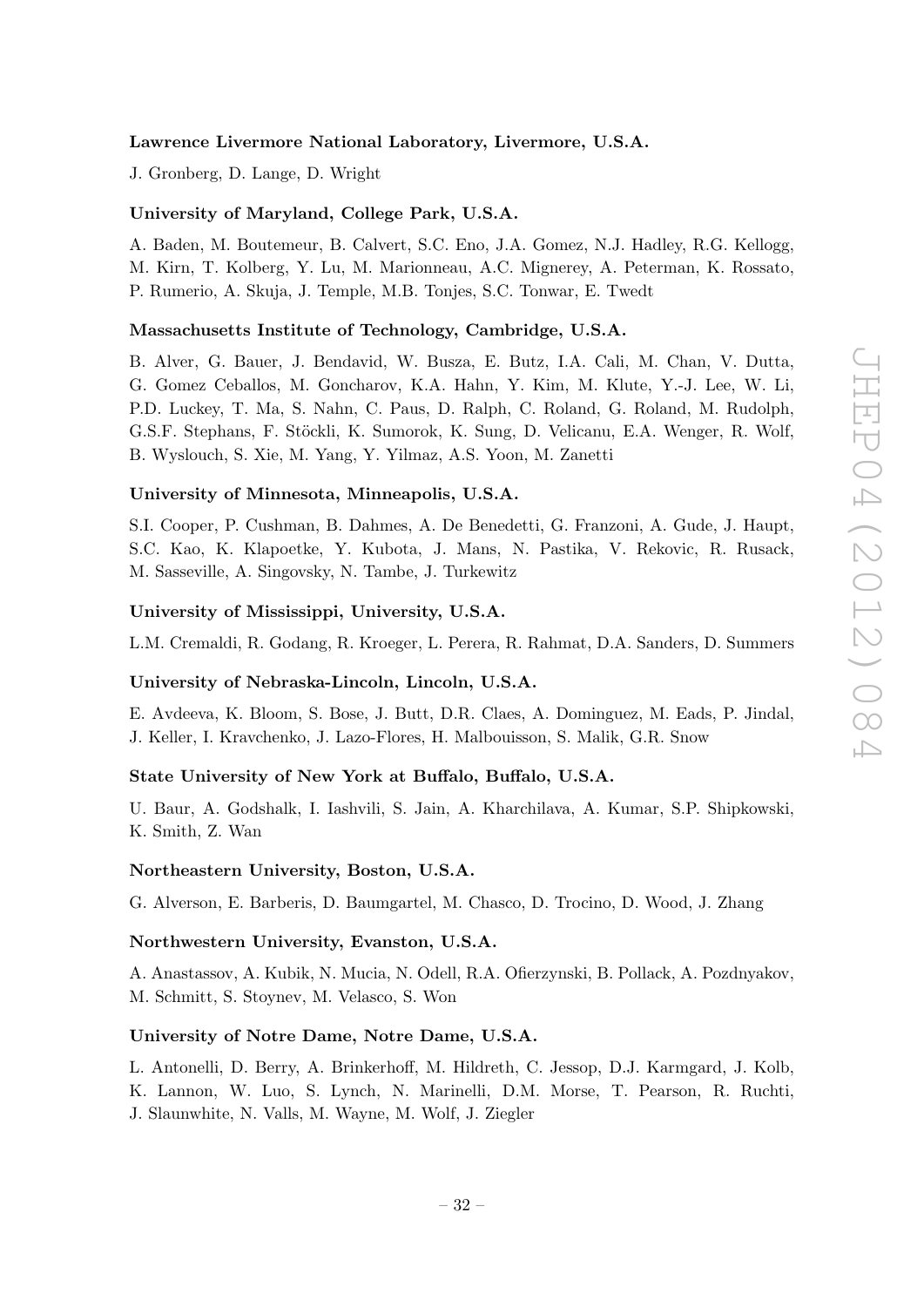**Lawrence Livermore National Laboratory, Livermore, U.S.A.**

J. Gronberg, D. Lange, D. Wright

**University of Maryland, College Park, U.S.A.**

A. Baden, M. Boutemeur, B. Calvert, S.C. Eno, J.A. Gomez, N.J. Hadley, R.G. Kellogg, M. Kirn, T. Kolberg, Y. Lu, M. Marionneau, A.C. Mignerey, A. Peterman, K. Rossato, P. Rumerio, A. Skuja, J. Temple, M.B. Tonjes, S.C. Tonwar, E. Twedt

**Massachusetts Institute of Technology, Cambridge, U.S.A.**

B. Alver, G. Bauer, J. Bendavid, W. Busza, E. Butz, I.A. Cali, M. Chan, V. Dutta, G. Gomez Ceballos, M. Goncharov, K.A. Hahn, Y. Kim, M. Klute, Y.-J. Lee, W. Li, P.D. Luckey, T. Ma, S. Nahn, C. Paus, D. Ralph, C. Roland, G. Roland, M. Rudolph, G.S.F. Stephans, F. Stöckli, K. Sumorok, K. Sung, D. Velicanu, E.A. Wenger, R. Wolf, B. Wyslouch, S. Xie, M. Yang, Y. Yilmaz, A.S. Yoon, M. Zanetti

**University of Minnesota, Minneapolis, U.S.A.**

S.I. Cooper, P. Cushman, B. Dahmes, A. De Benedetti, G. Franzoni, A. Gude, J. Haupt, S.C. Kao, K. Klapoetke, Y. Kubota, J. Mans, N. Pastika, V. Rekovic, R. Rusack, M. Sasseville, A. Singovsky, N. Tambe, J. Turkewitz

**University of Mississippi, University, U.S.A.**

L.M. Cremaldi, R. Godang, R. Kroeger, L. Perera, R. Rahmat, D.A. Sanders, D. Summers

**University of Nebraska-Lincoln, Lincoln, U.S.A.**

E. Avdeeva, K. Bloom, S. Bose, J. Butt, D.R. Claes, A. Dominguez, M. Eads, P. Jindal, J. Keller, I. Kravchenko, J. Lazo-Flores, H. Malbouisson, S. Malik, G.R. Snow

**State University of New York at Buffalo, Buffalo, U.S.A.**

U. Baur, A. Godshalk, I. Iashvili, S. Jain, A. Kharchilava, A. Kumar, S.P. Shipkowski, K. Smith, Z. Wan

**Northeastern University, Boston, U.S.A.**

G. Alverson, E. Barberis, D. Baumgartel, M. Chasco, D. Trocino, D. Wood, J. Zhang

**Northwestern University, Evanston, U.S.A.**

A. Anastassov, A. Kubik, N. Mucia, N. Odell, R.A. Ofierzynski, B. Pollack, A. Pozdnyakov, M. Schmitt, S. Stoynev, M. Velasco, S. Won

**University of Notre Dame, Notre Dame, U.S.A.**

L. Antonelli, D. Berry, A. Brinkerhoff, M. Hildreth, C. Jessop, D.J. Karmgard, J. Kolb, K. Lannon, W. Luo, S. Lynch, N. Marinelli, D.M. Morse, T. Pearson, R. Ruchti, J. Slaunwhite, N. Valls, M. Wayne, M. Wolf, J. Ziegler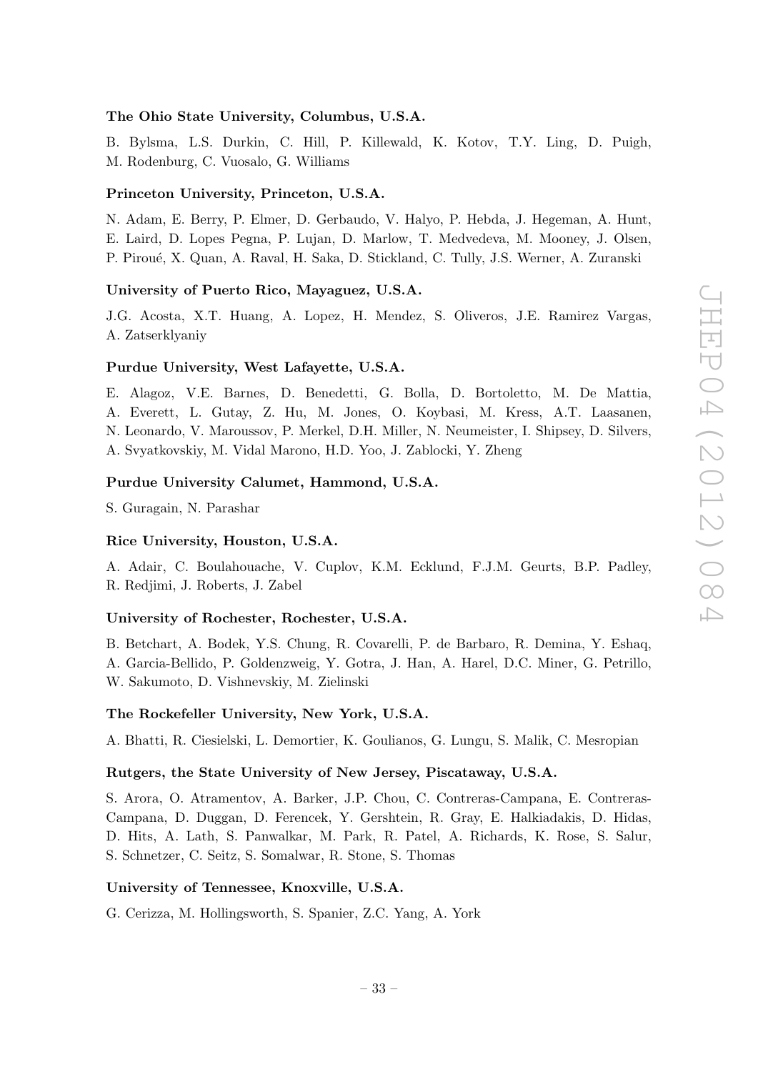**The Ohio State University, Columbus, U.S.A.**

B. Bylsma, L.S. Durkin, C. Hill, P. Killewald, K. Kotov, T.Y. Ling, D. Puigh, M. Rodenburg, C. Vuosalo, G. Williams

**Princeton University, Princeton, U.S.A.**

N. Adam, E. Berry, P. Elmer, D. Gerbaudo, V. Halyo, P. Hebda, J. Hegeman, A. Hunt, E. Laird, D. Lopes Pegna, P. Lujan, D. Marlow, T. Medvedeva, M. Mooney, J. Olsen, P. Piroué, X. Quan, A. Raval, H. Saka, D. Stickland, C. Tully, J.S. Werner, A. Zuranski

**University of Puerto Rico, Mayaguez, U.S.A.**

J.G. Acosta, X.T. Huang, A. Lopez, H. Mendez, S. Oliveros, J.E. Ramirez Vargas, A. Zatserklyaniy

**Purdue University, West Lafayette, U.S.A.**

E. Alagoz, V.E. Barnes, D. Benedetti, G. Bolla, D. Bortoletto, M. De Mattia, A. Everett, L. Gutay, Z. Hu, M. Jones, O. Koybasi, M. Kress, A.T. Laasanen, N. Leonardo, V. Maroussov, P. Merkel, D.H. Miller, N. Neumeister, I. Shipsey, D. Silvers, A. Svyatkovskiy, M. Vidal Marono, H.D. Yoo, J. Zablocki, Y. Zheng

**Purdue University Calumet, Hammond, U.S.A.**

S. Guragain, N. Parashar

**Rice University, Houston, U.S.A.**

A. Adair, C. Boulahouache, V. Cuplov, K.M. Ecklund, F.J.M. Geurts, B.P. Padley, R. Redjimi, J. Roberts, J. Zabel

**University of Rochester, Rochester, U.S.A.**

B. Betchart, A. Bodek, Y.S. Chung, R. Covarelli, P. de Barbaro, R. Demina, Y. Eshaq, A. Garcia-Bellido, P. Goldenzweig, Y. Gotra, J. Han, A. Harel, D.C. Miner, G. Petrillo, W. Sakumoto, D. Vishnevskiy, M. Zielinski

**The Rockefeller University, New York, U.S.A.**

A. Bhatti, R. Ciesielski, L. Demortier, K. Goulianos, G. Lungu, S. Malik, C. Mesropian

**Rutgers, the State University of New Jersey, Piscataway, U.S.A.**

S. Arora, O. Atramentov, A. Barker, J.P. Chou, C. Contreras-Campana, E. Contreras-Campana, D. Duggan, D. Ferencek, Y. Gershtein, R. Gray, E. Halkiadakis, D. Hidas, D. Hits, A. Lath, S. Panwalkar, M. Park, R. Patel, A. Richards, K. Rose, S. Salur, S. Schnetzer, C. Seitz, S. Somalwar, R. Stone, S. Thomas

**University of Tennessee, Knoxville, U.S.A.**

G. Cerizza, M. Hollingsworth, S. Spanier, Z.C. Yang, A. York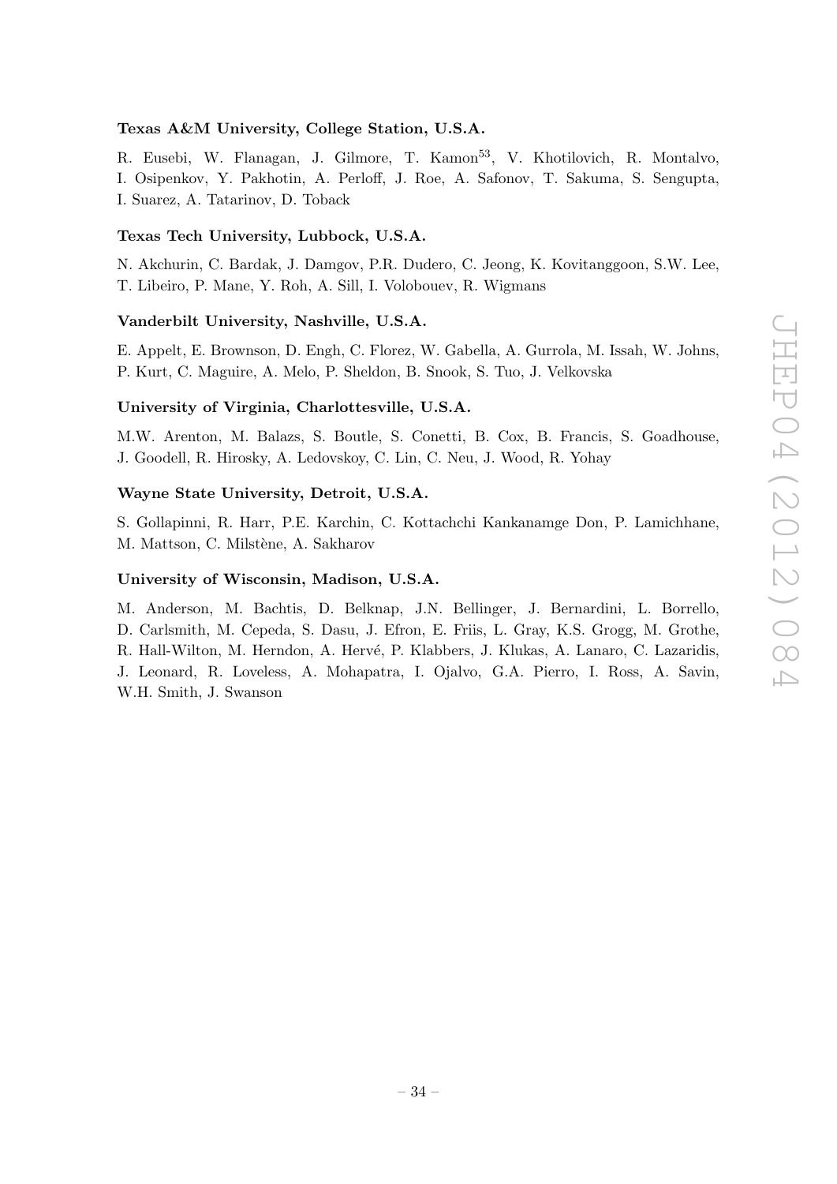**Texas A&M University, College Station, U.S.A.**

R. Eusebi, W. Flanagan, J. Gilmore, T. Kamon[53], V. Khotilovich, R. Montalvo, I. Osipenkov, Y. Pakhotin, A. Perloff, J. Roe, A. Safonov, T. Sakuma, S. Sengupta, I. Suarez, A. Tatarinov, D. Toback

**Texas Tech University, Lubbock, U.S.A.**

N. Akchurin, C. Bardak, J. Damgov, P.R. Dudero, C. Jeong, K. Kovitanggoon, S.W. Lee, T. Libeiro, P. Mane, Y. Roh, A. Sill, I. Volobouev, R. Wigmans

**Vanderbilt University, Nashville, U.S.A.**

E. Appelt, E. Brownson, D. Engh, C. Florez, W. Gabella, A. Gurrola, M. Issah, W. Johns, P. Kurt, C. Maguire, A. Melo, P. Sheldon, B. Snook, S. Tuo, J. Velkovska

**University of Virginia, Charlottesville, U.S.A.**

M.W. Arenton, M. Balazs, S. Boutle, S. Conetti, B. Cox, B. Francis, S. Goadhouse, J. Goodell, R. Hirosky, A. Ledovskoy, C. Lin, C. Neu, J. Wood, R. Yohay

**Wayne State University, Detroit, U.S.A.**

S. Gollapinni, R. Harr, P.E. Karchin, C. Kottachchi Kankanamge Don, P. Lamichhane, M. Mattson, C. Milstène, A. Sakharov

**University of Wisconsin, Madison, U.S.A.**

M. Anderson, M. Bachtis, D. Belknap, J.N. Bellinger, J. Bernardini, L. Borrello, D. Carlsmith, M. Cepeda, S. Dasu, J. Efron, E. Friis, L. Gray, K.S. Grogg, M. Grothe, R. Hall-Wilton, M. Herndon, A. Hervé, P. Klabbers, J. Klukas, A. Lanaro, C. Lazaridis, J. Leonard, R. Loveless, A. Mohapatra, I. Ojalvo, G.A. Pierro, I. Ross, A. Savin, W.H. Smith, J. Swanson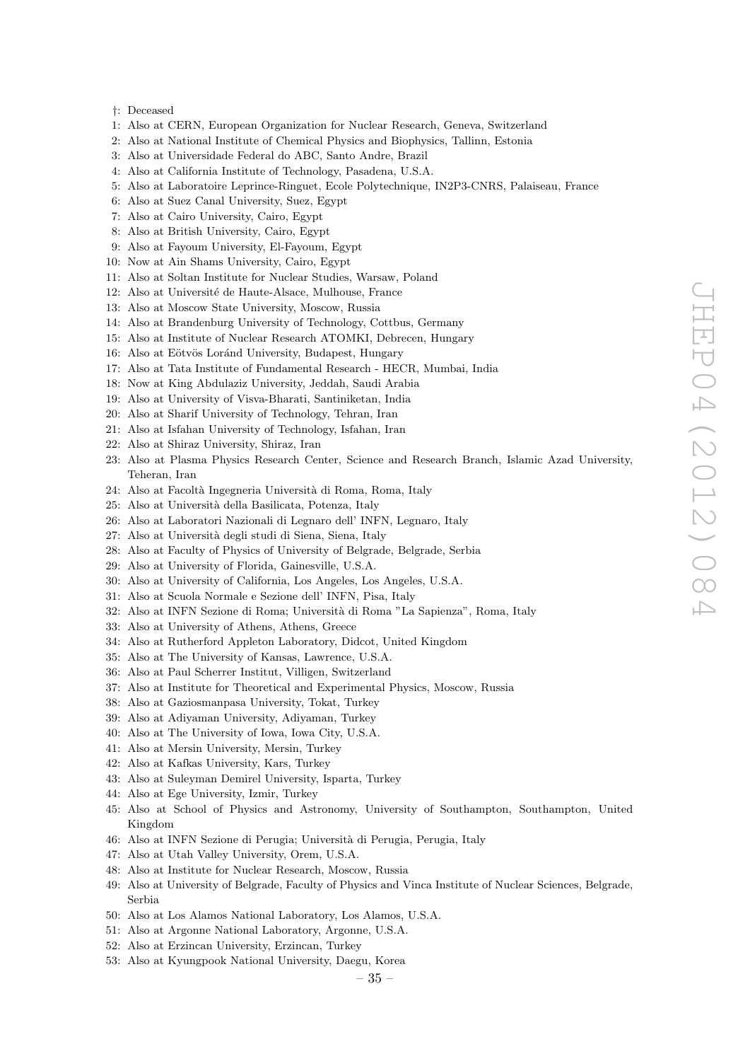†: Deceased
1: Also at CERN, European Organization for Nuclear Research, Geneva, Switzerland
2: Also at National Institute of Chemical Physics and Biophysics, Tallinn, Estonia
3: Also at Universidade Federal do ABC, Santo Andre, Brazil
4: Also at California Institute of Technology, Pasadena, U.S.A.
5: Also at Laboratoire Leprince-Ringuet, Ecole Polytechnique, IN2P3-CNRS, Palaiseau, France
6: Also at Suez Canal University, Suez, Egypt
7: Also at Cairo University, Cairo, Egypt
8: Also at British University, Cairo, Egypt
9: Also at Fayoum University, El-Fayoum, Egypt
10: Now at Ain Shams University, Cairo, Egypt
11: Also at Soltan Institute for Nuclear Studies, Warsaw, Poland
12: Also at Université de Haute-Alsace, Mulhouse, France
13: Also at Moscow State University, Moscow, Russia
14: Also at Brandenburg University of Technology, Cottbus, Germany
15: Also at Institute of Nuclear Research ATOMKI, Debrecen, Hungary
16: Also at Eötvös Loránd University, Budapest, Hungary
17: Also at Tata Institute of Fundamental Research - HECR, Mumbai, India
18: Now at King Abdulaziz University, Jeddah, Saudi Arabia
19: Also at University of Visva-Bharati, Santiniketan, India
20: Also at Sharif University of Technology, Tehran, Iran
21: Also at Isfahan University of Technology, Isfahan, Iran
22: Also at Shiraz University, Shiraz, Iran
23: Also at Plasma Physics Research Center, Science and Research Branch, Islamic Azad University, Teheran, Iran
24: Also at Facoltà Ingegneria Università di Roma, Roma, Italy
25: Also at Università della Basilicata, Potenza, Italy
26: Also at Laboratori Nazionali di Legnaro dell' INFN, Legnaro, Italy
27: Also at Università degli studi di Siena, Siena, Italy
28: Also at Faculty of Physics of University of Belgrade, Belgrade, Serbia
29: Also at University of Florida, Gainesville, U.S.A.
30: Also at University of California, Los Angeles, Los Angeles, U.S.A.
31: Also at Scuola Normale e Sezione dell' INFN, Pisa, Italy
32: Also at INFN Sezione di Roma; Università di Roma "La Sapienza", Roma, Italy
33: Also at University of Athens, Athens, Greece
34: Also at Rutherford Appleton Laboratory, Didcot, United Kingdom
35: Also at The University of Kansas, Lawrence, U.S.A.
36: Also at Paul Scherrer Institut, Villigen, Switzerland
37: Also at Institute for Theoretical and Experimental Physics, Moscow, Russia
38: Also at Gaziosmanpasa University, Tokat, Turkey
39: Also at Adiyaman University, Adiyaman, Turkey
40: Also at The University of Iowa, Iowa City, U.S.A.
41: Also at Mersin University, Mersin, Turkey
42: Also at Kafkas University, Kars, Turkey
43: Also at Suleyman Demirel University, Isparta, Turkey
44: Also at Ege University, Izmir, Turkey
45: Also at School of Physics and Astronomy, University of Southampton, Southampton, United Kingdom
46: Also at INFN Sezione di Perugia; Università di Perugia, Perugia, Italy
47: Also at Utah Valley University, Orem, U.S.A.
48: Also at Institute for Nuclear Research, Moscow, Russia
49: Also at University of Belgrade, Faculty of Physics and Vinca Institute of Nuclear Sciences, Belgrade, Serbia
50: Also at Los Alamos National Laboratory, Los Alamos, U.S.A.
51: Also at Argonne National Laboratory, Argonne, U.S.A.
52: Also at Erzincan University, Erzincan, Turkey
53: Also at Kyungpook National University, Daegu, Korea